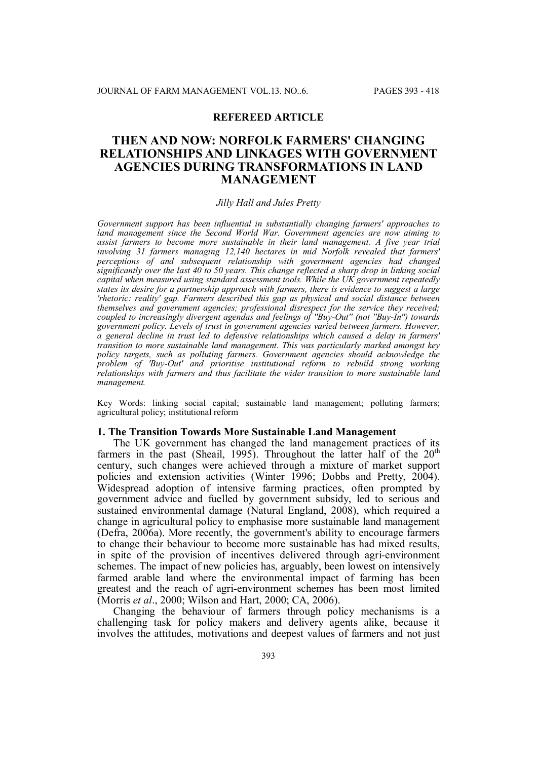**REFEREED ARTICLE**

# THEN AND NOW: NORFOLK FARMERS' CHANGING RELATIONSHIPS AND LINKAGES WITH GOVERNMENT AGENCIES DURING TRANSFORMATIONS IN LAND MANAGEMENT

*Jilly Hall and Jules Pretty*

*Government support has been influential in substantially changing farmers' approaches to land management since the Second World War. Government agencies are now aiming to assist farmers to become more sustainable in their land management. A five year trial involving 31 farmers managing 12,140 hectares in mid Norfolk revealed that farmers' perceptions of and subsequent relationship with government agencies had changed significantly over the last 40 to 50 years. This change reflected a sharp drop in linking social capital when measured using standard assessment tools. While the UK government repeatedly states its desire for a partnership approach with farmers, there is evidence to suggest a large 'rhetoric: reality' gap. Farmers described this gap as physical and social distance between themselves and government agencies; professional disrespect for the service they received; coupled to increasingly divergent agendas and feelings of "Buy-Out" (not "Buy-In") towards government policy. Levels of trust in government agencies varied between farmers. However, a general decline in trust led to defensive relationships which caused a delay in farmers' transition to more sustainable land management. This was particularly marked amongst key policy targets, such as polluting farmers. Government agencies should acknowledge the problem of 'Buy-Out' and prioritise institutional reform to rebuild strong working relationships with farmers and thus facilitate the wider transition to more sustainable land management.*

Key Words: linking social capital; sustainable land management; polluting farmers; agricultural policy; institutional reform

## 1. The Transition Towards More Sustainable Land Management

The UK government has changed the land management practices of its farmers in the past (Sheail, 1995). Throughout the latter half of the 20[th] century, such changes were achieved through a mixture of market support policies and extension activities (Winter 1996; Dobbs and Pretty, 2004). Widespread adoption of intensive farming practices, often prompted by government advice and fuelled by government subsidy, led to serious and sustained environmental damage (Natural England, 2008), which required a change in agricultural policy to emphasise more sustainable land management (Defra, 2006a). More recently, the government's ability to encourage farmers to change their behaviour to become more sustainable has had mixed results, in spite of the provision of incentives delivered through agri-environment schemes. The impact of new policies has, arguably, been lowest on intensively farmed arable land where the environmental impact of farming has been greatest and the reach of agri-environment schemes has been most limited (Morris *et al*., 2000; Wilson and Hart, 2000; CA, 2006).

Changing the behaviour of farmers through policy mechanisms is a challenging task for policy makers and delivery agents alike, because it involves the attitudes, motivations and deepest values of farmers and not just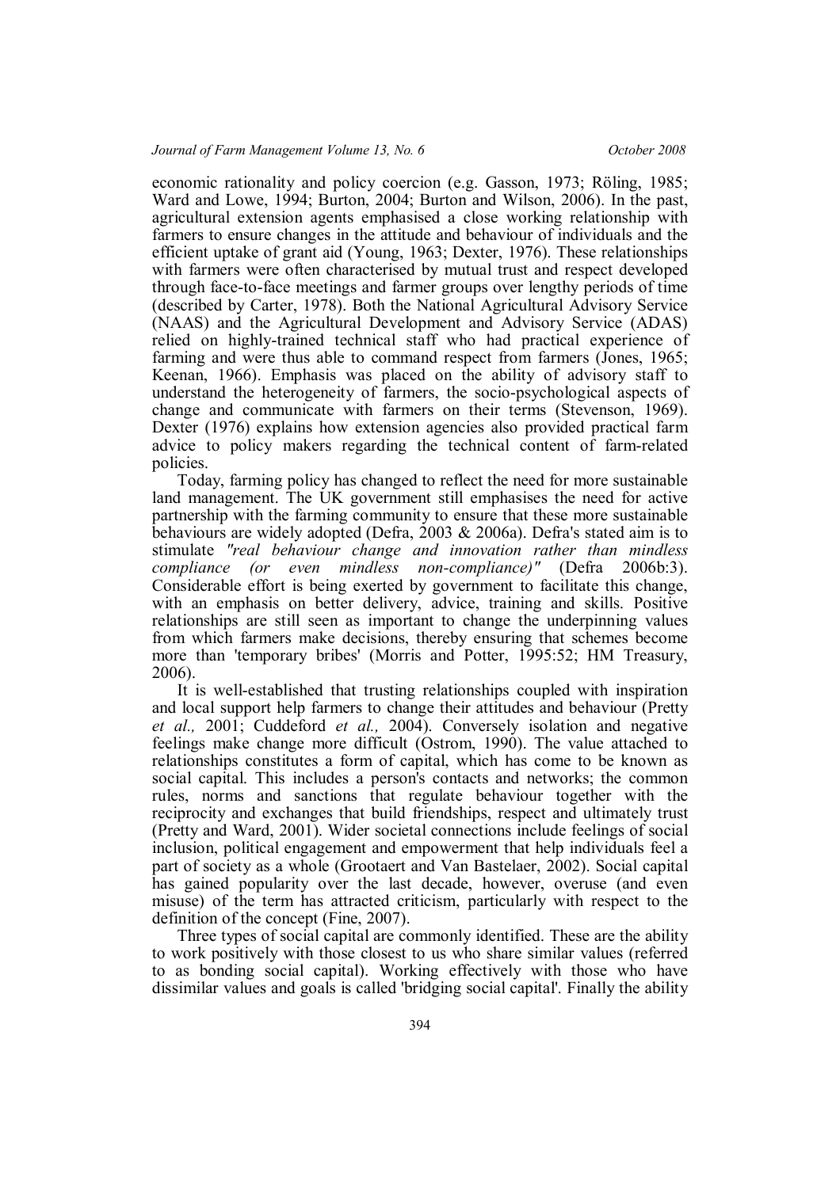economic rationality and policy coercion (e.g. Gasson, 1973; Röling, 1985; Ward and Lowe, 1994; Burton, 2004; Burton and Wilson, 2006). In the past, agricultural extension agents emphasised a close working relationship with farmers to ensure changes in the attitude and behaviour of individuals and the efficient uptake of grant aid (Young, 1963; Dexter, 1976). These relationships with farmers were often characterised by mutual trust and respect developed through face-to-face meetings and farmer groups over lengthy periods of time (described by Carter, 1978). Both the National Agricultural Advisory Service (NAAS) and the Agricultural Development and Advisory Service (ADAS) relied on highly-trained technical staff who had practical experience of farming and were thus able to command respect from farmers (Jones, 1965; Keenan, 1966). Emphasis was placed on the ability of advisory staff to understand the heterogeneity of farmers, the socio-psychological aspects of change and communicate with farmers on their terms (Stevenson, 1969). Dexter (1976) explains how extension agencies also provided practical farm advice to policy makers regarding the technical content of farm-related policies.

Today, farming policy has changed to reflect the need for more sustainable land management. The UK government still emphasises the need for active partnership with the farming community to ensure that these more sustainable behaviours are widely adopted (Defra, 2003 & 2006a). Defra's stated aim is to stimulate *"real behaviour change and innovation rather than mindless compliance (or even mindless non-compliance)"* (Defra 2006b:3). Considerable effort is being exerted by government to facilitate this change, with an emphasis on better delivery, advice, training and skills. Positive relationships are still seen as important to change the underpinning values from which farmers make decisions, thereby ensuring that schemes become more than 'temporary bribes' (Morris and Potter, 1995:52; HM Treasury, 2006).

It is well-established that trusting relationships coupled with inspiration and local support help farmers to change their attitudes and behaviour (Pretty *et al.,* 2001; Cuddeford *et al.,* 2004). Conversely isolation and negative feelings make change more difficult (Ostrom, 1990). The value attached to relationships constitutes a form of capital, which has come to be known as social capital. This includes a person's contacts and networks; the common rules, norms and sanctions that regulate behaviour together with the reciprocity and exchanges that build friendships, respect and ultimately trust (Pretty and Ward, 2001). Wider societal connections include feelings of social inclusion, political engagement and empowerment that help individuals feel a part of society as a whole (Grootaert and Van Bastelaer, 2002). Social capital has gained popularity over the last decade, however, overuse (and even misuse) of the term has attracted criticism, particularly with respect to the definition of the concept (Fine, 2007).

Three types of social capital are commonly identified. These are the ability to work positively with those closest to us who share similar values (referred to as bonding social capital). Working effectively with those who have dissimilar values and goals is called 'bridging social capital'. Finally the ability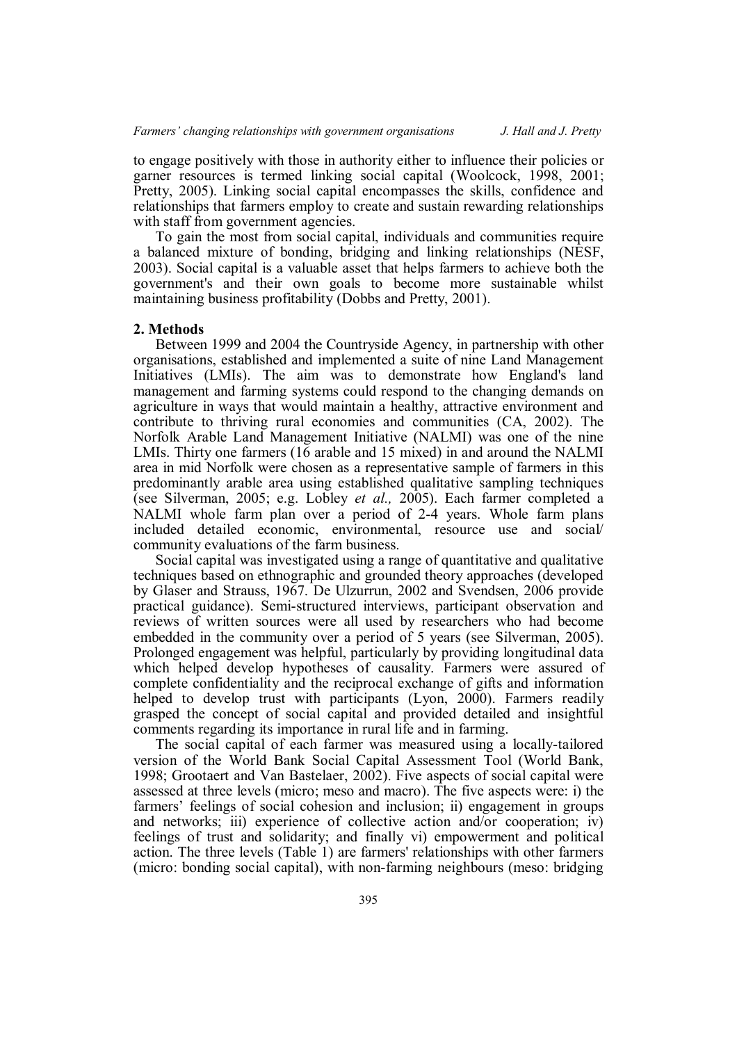to engage positively with those in authority either to influence their policies or garner resources is termed linking social capital (Woolcock, 1998, 2001; Pretty, 2005). Linking social capital encompasses the skills, confidence and relationships that farmers employ to create and sustain rewarding relationships with staff from government agencies.

To gain the most from social capital, individuals and communities require a balanced mixture of bonding, bridging and linking relationships (NESF, 2003). Social capital is a valuable asset that helps farmers to achieve both the government's and their own goals to become more sustainable whilst maintaining business profitability (Dobbs and Pretty, 2001).

## 2. Methods

Between 1999 and 2004 the Countryside Agency, in partnership with other organisations, established and implemented a suite of nine Land Management Initiatives (LMIs). The aim was to demonstrate how England's land management and farming systems could respond to the changing demands on agriculture in ways that would maintain a healthy, attractive environment and contribute to thriving rural economies and communities (CA, 2002). The Norfolk Arable Land Management Initiative (NALMI) was one of the nine LMIs. Thirty one farmers (16 arable and 15 mixed) in and around the NALMI area in mid Norfolk were chosen as a representative sample of farmers in this predominantly arable area using established qualitative sampling techniques (see Silverman, 2005; e.g. Lobley *et al.,* 2005). Each farmer completed a NALMI whole farm plan over a period of 2-4 years. Whole farm plans included detailed economic, environmental, resource use and social/ community evaluations of the farm business.

Social capital was investigated using a range of quantitative and qualitative techniques based on ethnographic and grounded theory approaches (developed by Glaser and Strauss, 1967. De Ulzurrun, 2002 and Svendsen, 2006 provide practical guidance). Semi-structured interviews, participant observation and reviews of written sources were all used by researchers who had become embedded in the community over a period of 5 years (see Silverman, 2005). Prolonged engagement was helpful, particularly by providing longitudinal data which helped develop hypotheses of causality. Farmers were assured of complete confidentiality and the reciprocal exchange of gifts and information helped to develop trust with participants (Lyon, 2000). Farmers readily grasped the concept of social capital and provided detailed and insightful comments regarding its importance in rural life and in farming.

The social capital of each farmer was measured using a locally-tailored version of the World Bank Social Capital Assessment Tool (World Bank, 1998; Grootaert and Van Bastelaer, 2002). Five aspects of social capital were assessed at three levels (micro; meso and macro). The five aspects were: i) the farmers' feelings of social cohesion and inclusion; ii) engagement in groups and networks; iii) experience of collective action and/or cooperation; iv) feelings of trust and solidarity; and finally vi) empowerment and political action. The three levels (Table 1) are farmers' relationships with other farmers (micro: bonding social capital), with non-farming neighbours (meso: bridging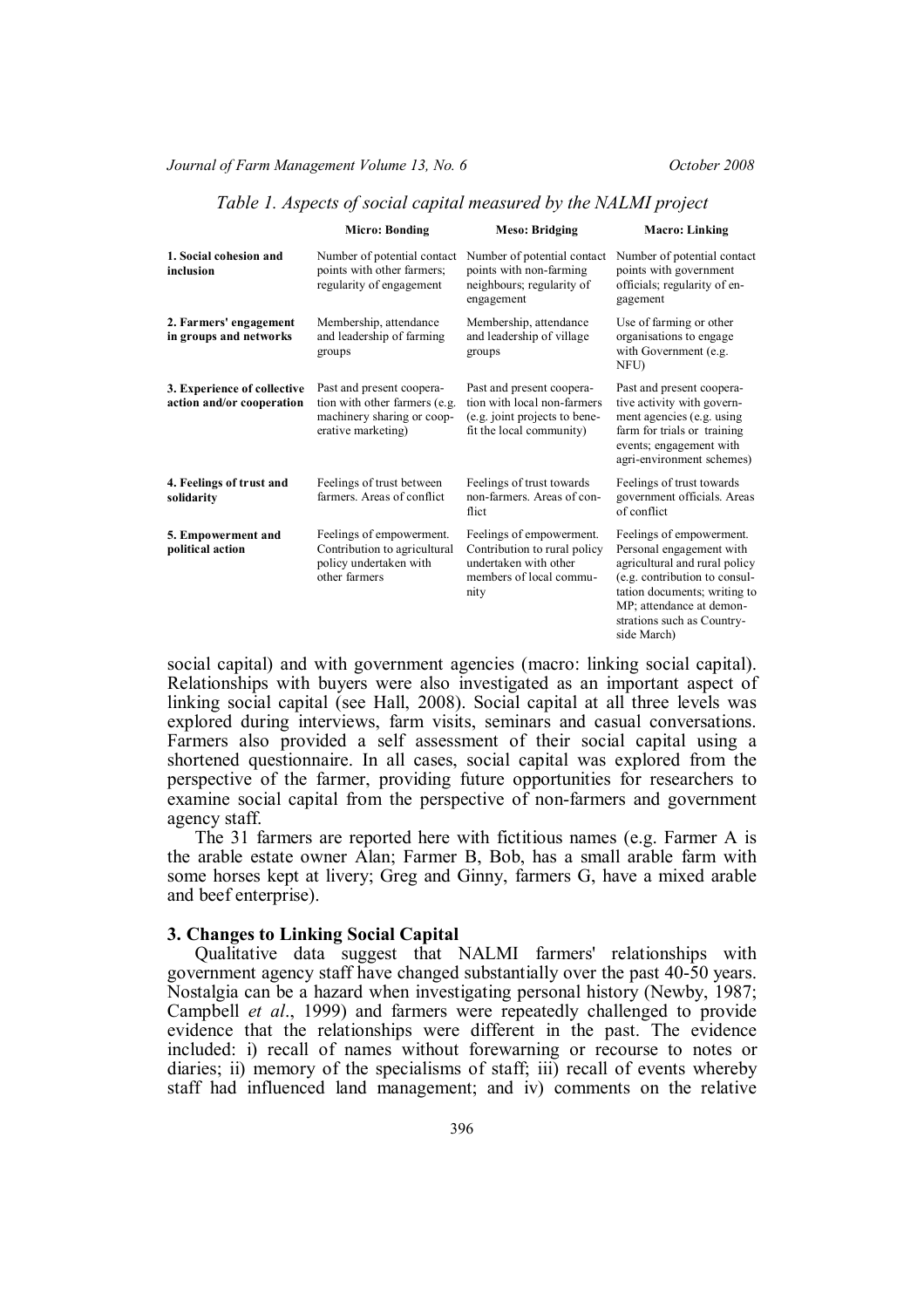*Table 1. Aspects of social capital measured by the NALMI project*

| | Micro: Bonding | Meso: Bridging | Macro: Linking |
|---|---|---|---|
| **1. Social cohesion and inclusion** | Number of potential contact points with other farmers; regularity of engagement | Number of potential contact points with non-farming neighbours; regularity of engagement | Number of potential contact points with government officials; regularity of engagement |
| **2. Farmers' engagement in groups and networks** | Membership, attendance and leadership of farming groups | Membership, attendance and leadership of village groups | Use of farming or other organisations to engage with Government (e.g. NFU) |
| **3. Experience of collective action and/or cooperation** | Past and present cooperation with other farmers (e.g. machinery sharing or cooperative marketing) | Past and present cooperation with local non-farmers (e.g. joint projects to benefit the local community) | Past and present cooperative activity with government agencies (e.g. using farm for trials or training events; engagement with agri-environment schemes) |
| **4. Feelings of trust and solidarity** | Feelings of trust between farmers. Areas of conflict | Feelings of trust towards non-farmers. Areas of conflict | Feelings of trust towards government officials. Areas of conflict |
| **5. Empowerment and political action** | Feelings of empowerment. Contribution to agricultural policy undertaken with other farmers | Feelings of empowerment. Contribution to rural policy undertaken with other members of local community | Feelings of empowerment. Personal engagement with agricultural and rural policy (e.g. contribution to consultation documents; writing to MP; attendance at demonstrations such as Countryside March) |

social capital) and with government agencies (macro: linking social capital). Relationships with buyers were also investigated as an important aspect of linking social capital (see Hall, 2008). Social capital at all three levels was explored during interviews, farm visits, seminars and casual conversations. Farmers also provided a self assessment of their social capital using a shortened questionnaire. In all cases, social capital was explored from the perspective of the farmer, providing future opportunities for researchers to examine social capital from the perspective of non-farmers and government agency staff.

The 31 farmers are reported here with fictitious names (e.g. Farmer A is the arable estate owner Alan; Farmer B, Bob, has a small arable farm with some horses kept at livery; Greg and Ginny, farmers G, have a mixed arable and beef enterprise).

## 3. Changes to Linking Social Capital

Qualitative data suggest that NALMI farmers' relationships with government agency staff have changed substantially over the past 40-50 years. Nostalgia can be a hazard when investigating personal history (Newby, 1987; Campbell *et al*., 1999) and farmers were repeatedly challenged to provide evidence that the relationships were different in the past. The evidence included: i) recall of names without forewarning or recourse to notes or diaries; ii) memory of the specialisms of staff; iii) recall of events whereby staff had influenced land management; and iv) comments on the relative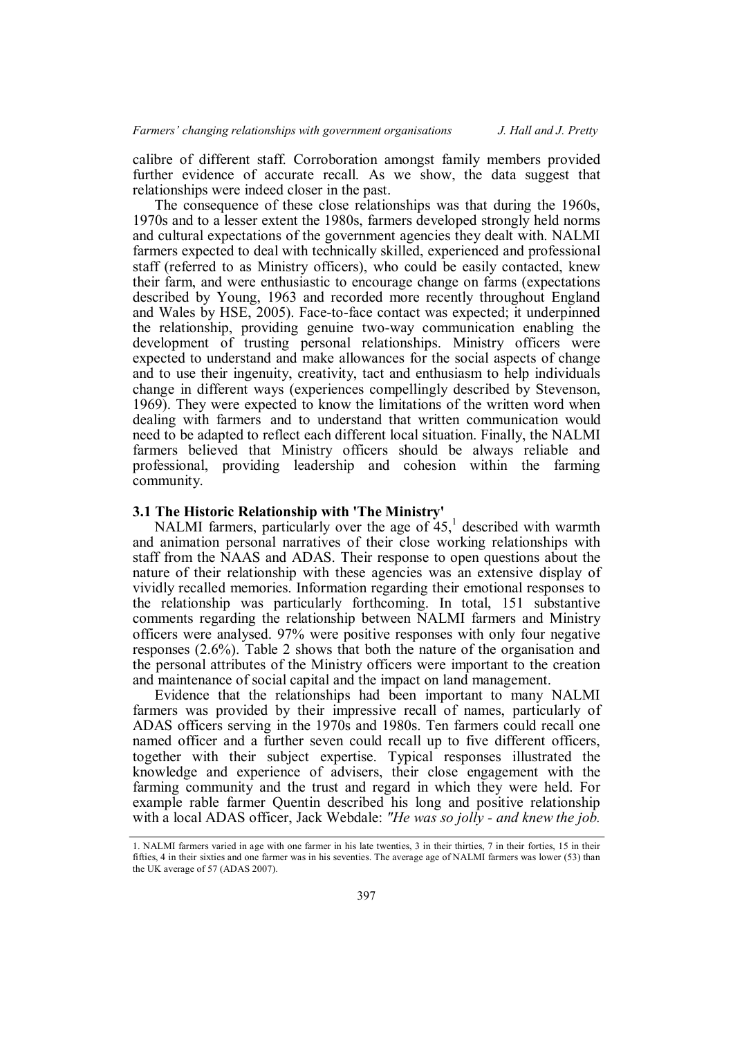calibre of different staff. Corroboration amongst family members provided further evidence of accurate recall. As we show, the data suggest that relationships were indeed closer in the past.

The consequence of these close relationships was that during the 1960s, 1970s and to a lesser extent the 1980s, farmers developed strongly held norms and cultural expectations of the government agencies they dealt with. NALMI farmers expected to deal with technically skilled, experienced and professional staff (referred to as Ministry officers), who could be easily contacted, knew their farm, and were enthusiastic to encourage change on farms (expectations described by Young, 1963 and recorded more recently throughout England and Wales by HSE, 2005). Face-to-face contact was expected; it underpinned the relationship, providing genuine two-way communication enabling the development of trusting personal relationships. Ministry officers were expected to understand and make allowances for the social aspects of change and to use their ingenuity, creativity, tact and enthusiasm to help individuals change in different ways (experiences compellingly described by Stevenson, 1969). They were expected to know the limitations of the written word when dealing with farmers and to understand that written communication would need to be adapted to reflect each different local situation. Finally, the NALMI farmers believed that Ministry officers should be always reliable and professional, providing leadership and cohesion within the farming community.

### 3.1 The Historic Relationship with 'The Ministry'

NALMI farmers, particularly over the age of 45,[1] described with warmth and animation personal narratives of their close working relationships with staff from the NAAS and ADAS. Their response to open questions about the nature of their relationship with these agencies was an extensive display of vividly recalled memories. Information regarding their emotional responses to the relationship was particularly forthcoming. In total, 151 substantive comments regarding the relationship between NALMI farmers and Ministry officers were analysed. 97% were positive responses with only four negative responses (2.6%). Table 2 shows that both the nature of the organisation and the personal attributes of the Ministry officers were important to the creation and maintenance of social capital and the impact on land management.

Evidence that the relationships had been important to many NALMI farmers was provided by their impressive recall of names, particularly of ADAS officers serving in the 1970s and 1980s. Ten farmers could recall one named officer and a further seven could recall up to five different officers, together with their subject expertise. Typical responses illustrated the knowledge and experience of advisers, their close engagement with the farming community and the trust and regard in which they were held. For example rable farmer Quentin described his long and positive relationship with a local ADAS officer, Jack Webdale: *"He was so jolly - and knew the job.*

1. NALMI farmers varied in age with one farmer in his late twenties, 3 in their thirties, 7 in their forties, 15 in their fifties, 4 in their sixties and one farmer was in his seventies. The average age of NALMI farmers was lower (53) than the UK average of 57 (ADAS 2007).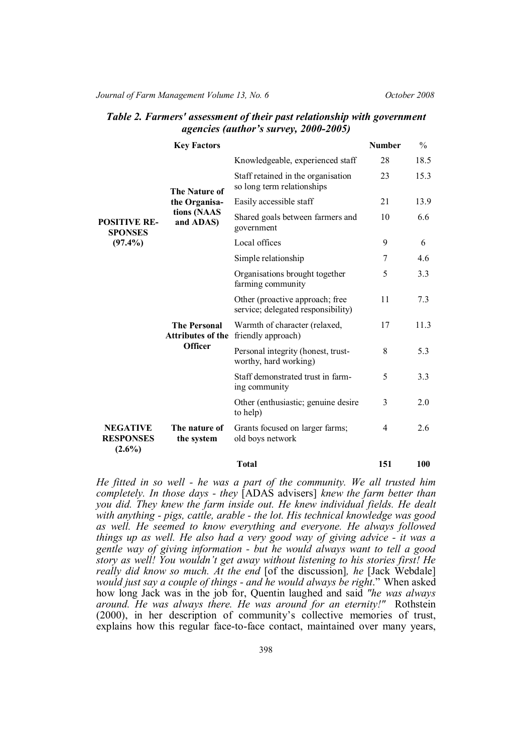*Table 2. Farmers' assessment of their past relationship with government agencies (author's survey, 2000-2005)*

| | Key Factors | | Number | % |
|---|---|---|---|---|
| **POSITIVE RESPONSES (97.4%)** | **The Nature of the Organisations (NAAS and ADAS)** | Knowledgeable, experienced staff | 28 | 18.5 |
| | | Staff retained in the organisation so long term relationships | 23 | 15.3 |
| | | Easily accessible staff | 21 | 13.9 |
| | | Shared goals between farmers and government | 10 | 6.6 |
| | | Local offices | 9 | 6 |
| | | Simple relationship | 7 | 4.6 |
| | | Organisations brought together farming community | 5 | 3.3 |
| | | Other (proactive approach; free service; delegated responsibility) | 11 | 7.3 |
| | **The Personal Attributes of the Officer** | Warmth of character (relaxed, friendly approach) | 17 | 11.3 |
| | | Personal integrity (honest, trustworthy, hard working) | 8 | 5.3 |
| | | Staff demonstrated trust in farming community | 5 | 3.3 |
| | | Other (enthusiastic; genuine desire to help) | 3 | 2.0 |
| **NEGATIVE RESPONSES (2.6%)** | **The nature of the system** | Grants focused on larger farms; old boys network | 4 | 2.6 |
| | | **Total** | **151** | **100** |

*He fitted in so well - he was a part of the community. We all trusted him completely. In those days - they* [ADAS advisers] *knew the farm better than you did. They knew the farm inside out. He knew individual fields. He dealt with anything - pigs, cattle, arable - the lot. His technical knowledge was good as well. He seemed to know everything and everyone. He always followed things up as well. He also had a very good way of giving advice - it was a gentle way of giving information - but he would always want to tell a good story as well! You wouldn't get away without listening to his stories first! He really did know so much. At the end* [of the discussion]*, he* [Jack Webdale] *would just say a couple of things - and he would always be right*." When asked how long Jack was in the job for, Quentin laughed and said *"he was always around. He was always there. He was around for an eternity!"* Rothstein (2000), in her description of community's collective memories of trust, explains how this regular face-to-face contact, maintained over many years,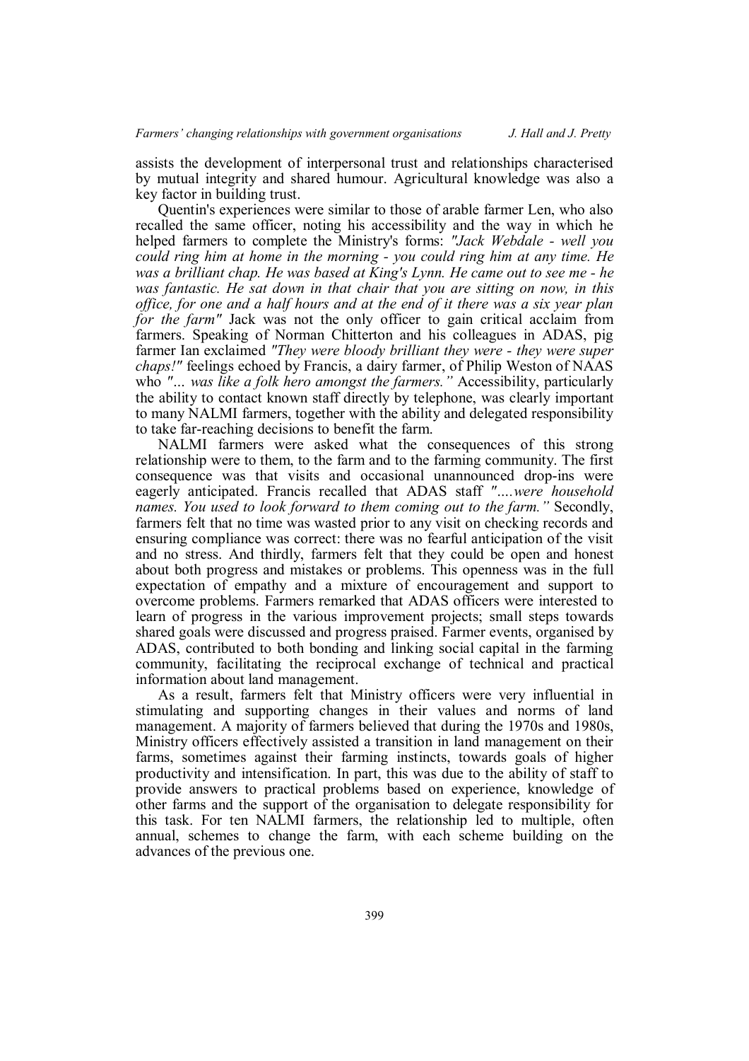assists the development of interpersonal trust and relationships characterised by mutual integrity and shared humour. Agricultural knowledge was also a key factor in building trust.

Quentin's experiences were similar to those of arable farmer Len, who also recalled the same officer, noting his accessibility and the way in which he helped farmers to complete the Ministry's forms: *"Jack Webdale - well you could ring him at home in the morning - you could ring him at any time. He was a brilliant chap. He was based at King's Lynn. He came out to see me - he was fantastic. He sat down in that chair that you are sitting on now, in this office, for one and a half hours and at the end of it there was a six year plan for the farm"* Jack was not the only officer to gain critical acclaim from farmers. Speaking of Norman Chitterton and his colleagues in ADAS, pig farmer Ian exclaimed *"They were bloody brilliant they were - they were super chaps!"* feelings echoed by Francis, a dairy farmer, of Philip Weston of NAAS who *"... was like a folk hero amongst the farmers."* Accessibility, particularly the ability to contact known staff directly by telephone, was clearly important to many NALMI farmers, together with the ability and delegated responsibility to take far-reaching decisions to benefit the farm.

NALMI farmers were asked what the consequences of this strong relationship were to them, to the farm and to the farming community. The first consequence was that visits and occasional unannounced drop-ins were eagerly anticipated. Francis recalled that ADAS staff *"....were household names. You used to look forward to them coming out to the farm."* Secondly, farmers felt that no time was wasted prior to any visit on checking records and ensuring compliance was correct: there was no fearful anticipation of the visit and no stress. And thirdly, farmers felt that they could be open and honest about both progress and mistakes or problems. This openness was in the full expectation of empathy and a mixture of encouragement and support to overcome problems. Farmers remarked that ADAS officers were interested to learn of progress in the various improvement projects; small steps towards shared goals were discussed and progress praised. Farmer events, organised by ADAS, contributed to both bonding and linking social capital in the farming community, facilitating the reciprocal exchange of technical and practical information about land management.

As a result, farmers felt that Ministry officers were very influential in stimulating and supporting changes in their values and norms of land management. A majority of farmers believed that during the 1970s and 1980s, Ministry officers effectively assisted a transition in land management on their farms, sometimes against their farming instincts, towards goals of higher productivity and intensification. In part, this was due to the ability of staff to provide answers to practical problems based on experience, knowledge of other farms and the support of the organisation to delegate responsibility for this task. For ten NALMI farmers, the relationship led to multiple, often annual, schemes to change the farm, with each scheme building on the advances of the previous one.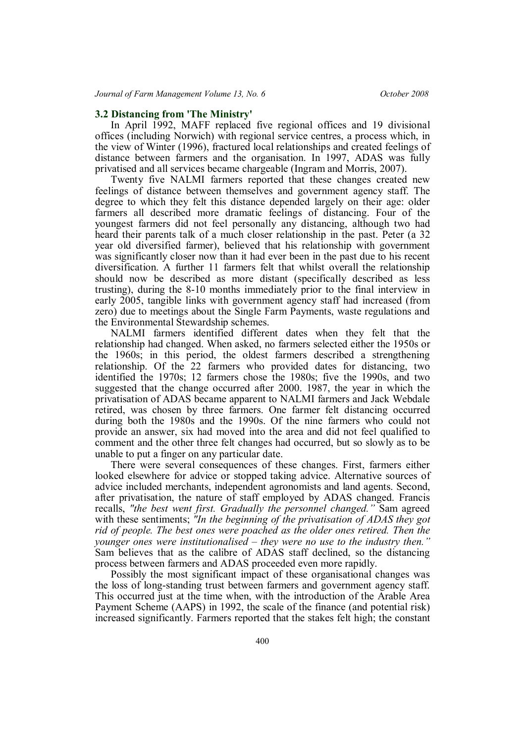### 3.2 Distancing from 'The Ministry'

In April 1992, MAFF replaced five regional offices and 19 divisional offices (including Norwich) with regional service centres, a process which, in the view of Winter (1996), fractured local relationships and created feelings of distance between farmers and the organisation. In 1997, ADAS was fully privatised and all services became chargeable (Ingram and Morris, 2007).

Twenty five NALMI farmers reported that these changes created new feelings of distance between themselves and government agency staff. The degree to which they felt this distance depended largely on their age: older farmers all described more dramatic feelings of distancing. Four of the youngest farmers did not feel personally any distancing, although two had heard their parents talk of a much closer relationship in the past. Peter (a 32 year old diversified farmer), believed that his relationship with government was significantly closer now than it had ever been in the past due to his recent diversification. A further 11 farmers felt that whilst overall the relationship should now be described as more distant (specifically described as less trusting), during the 8-10 months immediately prior to the final interview in early 2005, tangible links with government agency staff had increased (from zero) due to meetings about the Single Farm Payments, waste regulations and the Environmental Stewardship schemes.

NALMI farmers identified different dates when they felt that the relationship had changed. When asked, no farmers selected either the 1950s or the 1960s; in this period, the oldest farmers described a strengthening relationship. Of the 22 farmers who provided dates for distancing, two identified the 1970s; 12 farmers chose the 1980s; five the 1990s, and two suggested that the change occurred after 2000. 1987, the year in which the privatisation of ADAS became apparent to NALMI farmers and Jack Webdale retired, was chosen by three farmers. One farmer felt distancing occurred during both the 1980s and the 1990s. Of the nine farmers who could not provide an answer, six had moved into the area and did not feel qualified to comment and the other three felt changes had occurred, but so slowly as to be unable to put a finger on any particular date.

There were several consequences of these changes. First, farmers either looked elsewhere for advice or stopped taking advice. Alternative sources of advice included merchants, independent agronomists and land agents. Second, after privatisation, the nature of staff employed by ADAS changed. Francis recalls, *"the best went first. Gradually the personnel changed."* Sam agreed with these sentiments; *"In the beginning of the privatisation of ADAS they got rid of people. The best ones were poached as the older ones retired. Then the younger ones were institutionalised – they were no use to the industry then."* Sam believes that as the calibre of ADAS staff declined, so the distancing process between farmers and ADAS proceeded even more rapidly.

Possibly the most significant impact of these organisational changes was the loss of long-standing trust between farmers and government agency staff. This occurred just at the time when, with the introduction of the Arable Area Payment Scheme (AAPS) in 1992, the scale of the finance (and potential risk) increased significantly. Farmers reported that the stakes felt high; the constant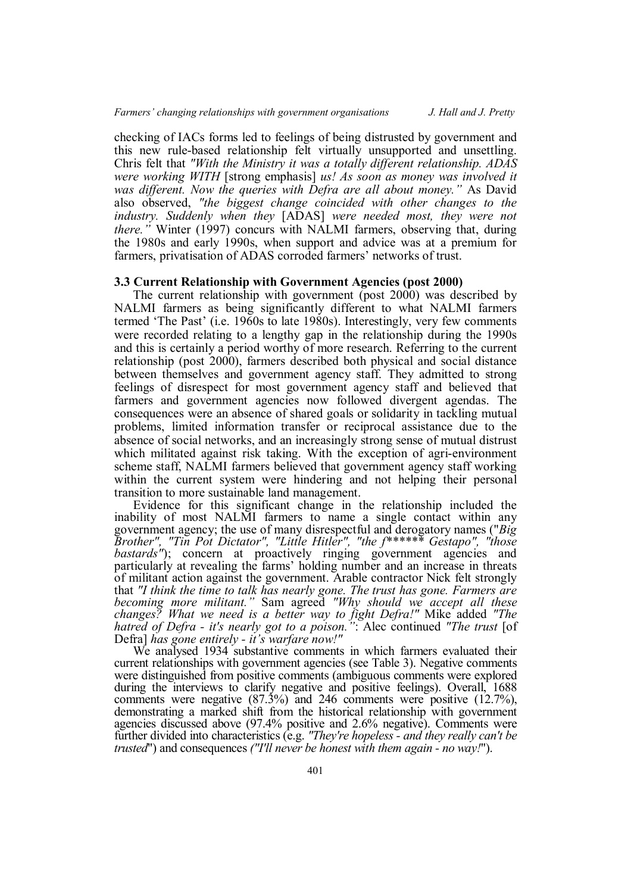checking of IACs forms led to feelings of being distrusted by government and this new rule-based relationship felt virtually unsupported and unsettling. Chris felt that *"With the Ministry it was a totally different relationship. ADAS were working WITH* [strong emphasis] *us! As soon as money was involved it was different. Now the queries with Defra are all about money."* As David also observed, *"the biggest change coincided with other changes to the industry. Suddenly when they* [ADAS] *were needed most, they were not there."* Winter (1997) concurs with NALMI farmers, observing that, during the 1980s and early 1990s, when support and advice was at a premium for farmers, privatisation of ADAS corroded farmers' networks of trust.

### 3.3 Current Relationship with Government Agencies (post 2000)

The current relationship with government (post 2000) was described by NALMI farmers as being significantly different to what NALMI farmers termed 'The Past' (i.e. 1960s to late 1980s). Interestingly, very few comments were recorded relating to a lengthy gap in the relationship during the 1990s and this is certainly a period worthy of more research. Referring to the current relationship (post 2000), farmers described both physical and social distance between themselves and government agency staff. They admitted to strong feelings of disrespect for most government agency staff and believed that farmers and government agencies now followed divergent agendas. The consequences were an absence of shared goals or solidarity in tackling mutual problems, limited information transfer or reciprocal assistance due to the absence of social networks, and an increasingly strong sense of mutual distrust which militated against risk taking. With the exception of agri-environment scheme staff, NALMI farmers believed that government agency staff working within the current system were hindering and not helping their personal transition to more sustainable land management.

Evidence for this significant change in the relationship included the inability of most NALMI farmers to name a single contact within any government agency; the use of many disrespectful and derogatory names (*"Big Brother", "Tin Pot Dictator", "Little Hitler", "the f****** Gestapo", "those bastards"*); concern at proactively ringing government agencies and particularly at revealing the farms' holding number and an increase in threats of militant action against the government. Arable contractor Nick felt strongly that *"I think the time to talk has nearly gone. The trust has gone. Farmers are becoming more militant."* Sam agreed *"Why should we accept all these changes? What we need is a better way to fight Defra!"* Mike added *"The hatred of Defra - it's nearly got to a poison."*: Alec continued *"The trust* [of Defra] *has gone entirely - it's warfare now!"*

We analysed 1934 substantive comments in which farmers evaluated their current relationships with government agencies (see Table 3). Negative comments were distinguished from positive comments (ambiguous comments were explored during the interviews to clarify negative and positive feelings). Overall, 1688 comments were negative (87.3%) and 246 comments were positive (12.7%), demonstrating a marked shift from the historical relationship with government agencies discussed above (97.4% positive and 2.6% negative). Comments were further divided into characteristics (e.g. *"They're hopeless - and they really can't be trusted*") and consequences *("I'll never be honest with them again - no way!*").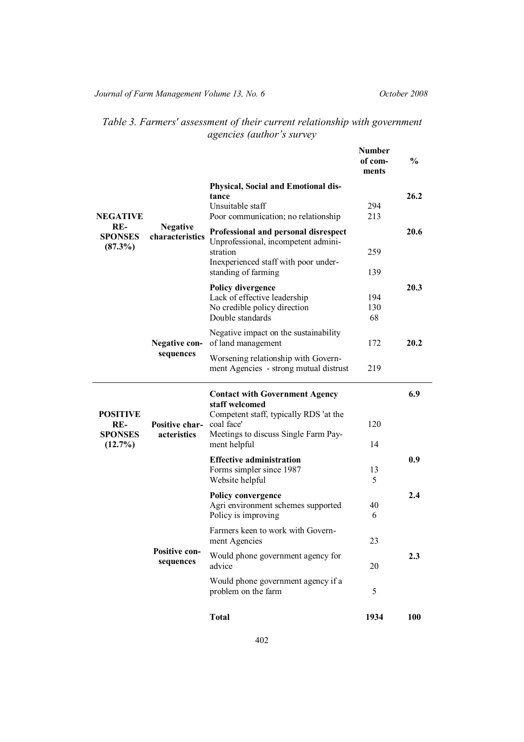*Table 3. Farmers' assessment of their current relationship with government agencies (author's survey*

| | | | Number of comments | % |
|---|---|---|---|---|
| **NEGATIVE RESPONSES (87.3%)** | **Negative characteristics** | **Physical, Social and Emotional distance** | | **26.2** |
| | | Unsuitable staff | 294 | |
| | | Poor communication; no relationship | 213 | |
| | | **Professional and personal disrespect** | | **20.6** |
| | | Unprofessional, incompetent administration | 259 | |
| | | Inexperienced staff with poor understanding of farming | 139 | |
| | | **Policy divergence** | | **20.3** |
| | | Lack of effective leadership | 194 | |
| | | No credible policy direction | 130 | |
| | | Double standards | 68 | |
| | **Negative consequences** | Negative impact on the sustainability of land management | 172 | **20.2** |
| | | Worsening relationship with Government Agencies - strong mutual distrust | 219 | |
| **POSITIVE RESPONSES (12.7%)** | **Positive characteristics** | **Contact with Government Agency staff welcomed** | | **6.9** |
| | | Competent staff, typically RDS 'at the coal face' | 120 | |
| | | Meetings to discuss Single Farm Payment helpful | 14 | |
| | | **Effective administration** | | **0.9** |
| | | Forms simpler since 1987 | 13 | |
| | | Website helpful | 5 | |
| | | **Policy convergence** | | **2.4** |
| | | Agri environment schemes supported | 40 | |
| | | Policy is improving | 6 | |
| | **Positive consequences** | Farmers keen to work with Government Agencies | 23 | |
| | | Would phone government agency for advice | 20 | **2.3** |
| | | Would phone government agency if a problem on the farm | 5 | |
| | | **Total** | **1934** | **100** |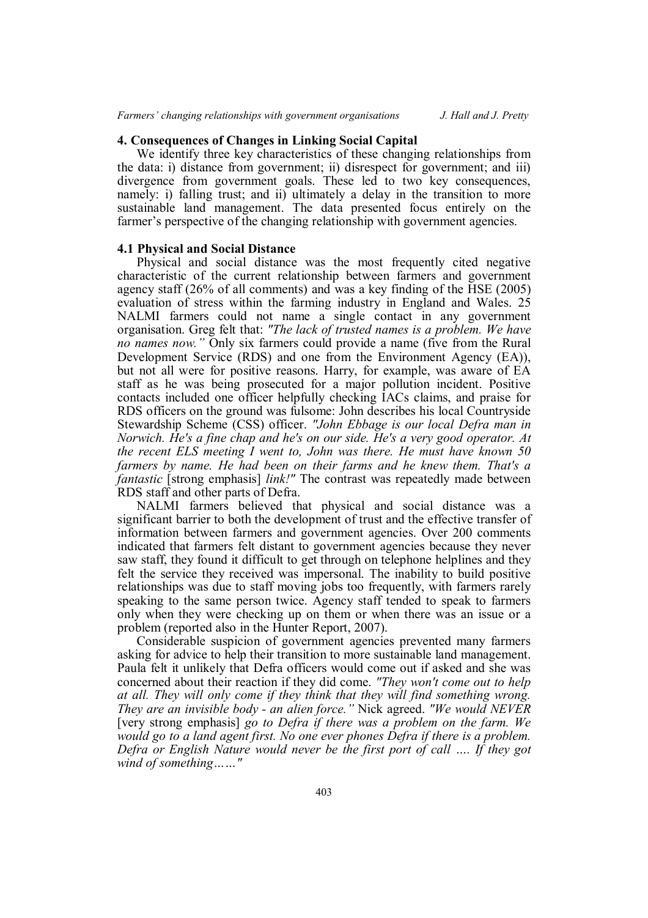## 4. Consequences of Changes in Linking Social Capital

We identify three key characteristics of these changing relationships from the data: i) distance from government; ii) disrespect for government; and iii) divergence from government goals. These led to two key consequences, namely: i) falling trust; and ii) ultimately a delay in the transition to more sustainable land management. The data presented focus entirely on the farmer's perspective of the changing relationship with government agencies.

### 4.1 Physical and Social Distance

Physical and social distance was the most frequently cited negative characteristic of the current relationship between farmers and government agency staff (26% of all comments) and was a key finding of the HSE (2005) evaluation of stress within the farming industry in England and Wales. 25 NALMI farmers could not name a single contact in any government organisation. Greg felt that: *"The lack of trusted names is a problem. We have no names now."* Only six farmers could provide a name (five from the Rural Development Service (RDS) and one from the Environment Agency (EA)), but not all were for positive reasons. Harry, for example, was aware of EA staff as he was being prosecuted for a major pollution incident. Positive contacts included one officer helpfully checking IACs claims, and praise for RDS officers on the ground was fulsome: John describes his local Countryside Stewardship Scheme (CSS) officer. *"John Ebbage is our local Defra man in Norwich. He's a fine chap and he's on our side. He's a very good operator. At the recent ELS meeting I went to, John was there. He must have known 50 farmers by name. He had been on their farms and he knew them. That's a fantastic* [strong emphasis] *link!"* The contrast was repeatedly made between RDS staff and other parts of Defra.

NALMI farmers believed that physical and social distance was a significant barrier to both the development of trust and the effective transfer of information between farmers and government agencies. Over 200 comments indicated that farmers felt distant to government agencies because they never saw staff, they found it difficult to get through on telephone helplines and they felt the service they received was impersonal. The inability to build positive relationships was due to staff moving jobs too frequently, with farmers rarely speaking to the same person twice. Agency staff tended to speak to farmers only when they were checking up on them or when there was an issue or a problem (reported also in the Hunter Report, 2007).

Considerable suspicion of government agencies prevented many farmers asking for advice to help their transition to more sustainable land management. Paula felt it unlikely that Defra officers would come out if asked and she was concerned about their reaction if they did come. *"They won't come out to help at all. They will only come if they think that they will find something wrong. They are an invisible body - an alien force."* Nick agreed. *"We would NEVER* [very strong emphasis] *go to Defra if there was a problem on the farm. We would go to a land agent first. No one ever phones Defra if there is a problem. Defra or English Nature would never be the first port of call …. If they got wind of something……"*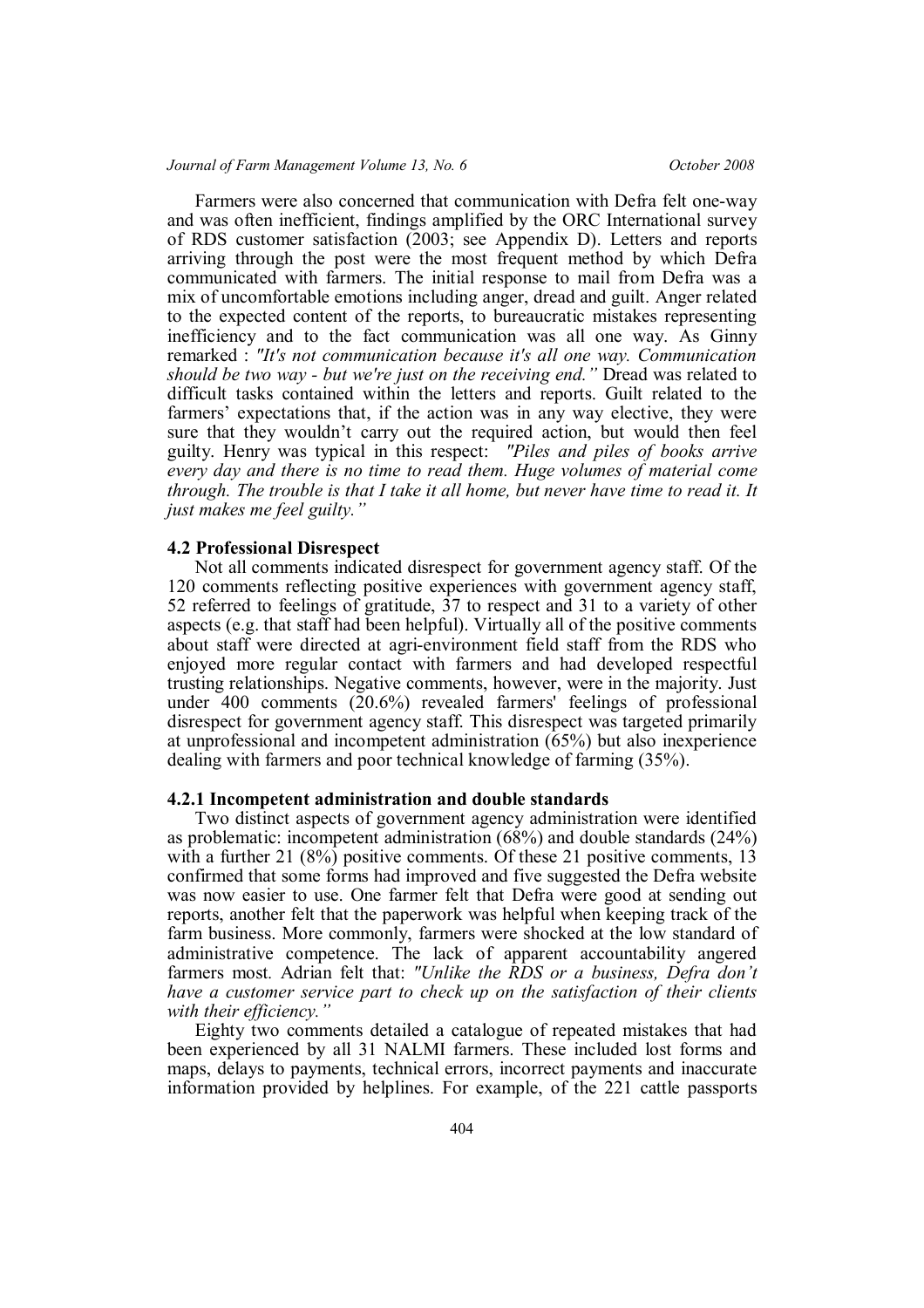Farmers were also concerned that communication with Defra felt one-way and was often inefficient, findings amplified by the ORC International survey of RDS customer satisfaction (2003; see Appendix D). Letters and reports arriving through the post were the most frequent method by which Defra communicated with farmers. The initial response to mail from Defra was a mix of uncomfortable emotions including anger, dread and guilt. Anger related to the expected content of the reports, to bureaucratic mistakes representing inefficiency and to the fact communication was all one way. As Ginny remarked : *"It's not communication because it's all one way. Communication should be two way - but we're just on the receiving end."* Dread was related to difficult tasks contained within the letters and reports. Guilt related to the farmers' expectations that, if the action was in any way elective, they were sure that they wouldn't carry out the required action, but would then feel guilty. Henry was typical in this respect: *"Piles and piles of books arrive every day and there is no time to read them. Huge volumes of material come through. The trouble is that I take it all home, but never have time to read it. It just makes me feel guilty."*

### 4.2 Professional Disrespect

Not all comments indicated disrespect for government agency staff. Of the 120 comments reflecting positive experiences with government agency staff, 52 referred to feelings of gratitude, 37 to respect and 31 to a variety of other aspects (e.g. that staff had been helpful). Virtually all of the positive comments about staff were directed at agri-environment field staff from the RDS who enjoyed more regular contact with farmers and had developed respectful trusting relationships. Negative comments, however, were in the majority. Just under 400 comments (20.6%) revealed farmers' feelings of professional disrespect for government agency staff. This disrespect was targeted primarily at unprofessional and incompetent administration (65%) but also inexperience dealing with farmers and poor technical knowledge of farming (35%).

#### 4.2.1 Incompetent administration and double standards

Two distinct aspects of government agency administration were identified as problematic: incompetent administration (68%) and double standards (24%) with a further 21 (8%) positive comments. Of these 21 positive comments, 13 confirmed that some forms had improved and five suggested the Defra website was now easier to use. One farmer felt that Defra were good at sending out reports, another felt that the paperwork was helpful when keeping track of the farm business. More commonly, farmers were shocked at the low standard of administrative competence. The lack of apparent accountability angered farmers most. Adrian felt that: *"Unlike the RDS or a business, Defra don't have a customer service part to check up on the satisfaction of their clients with their efficiency."*

Eighty two comments detailed a catalogue of repeated mistakes that had been experienced by all 31 NALMI farmers. These included lost forms and maps, delays to payments, technical errors, incorrect payments and inaccurate information provided by helplines. For example, of the 221 cattle passports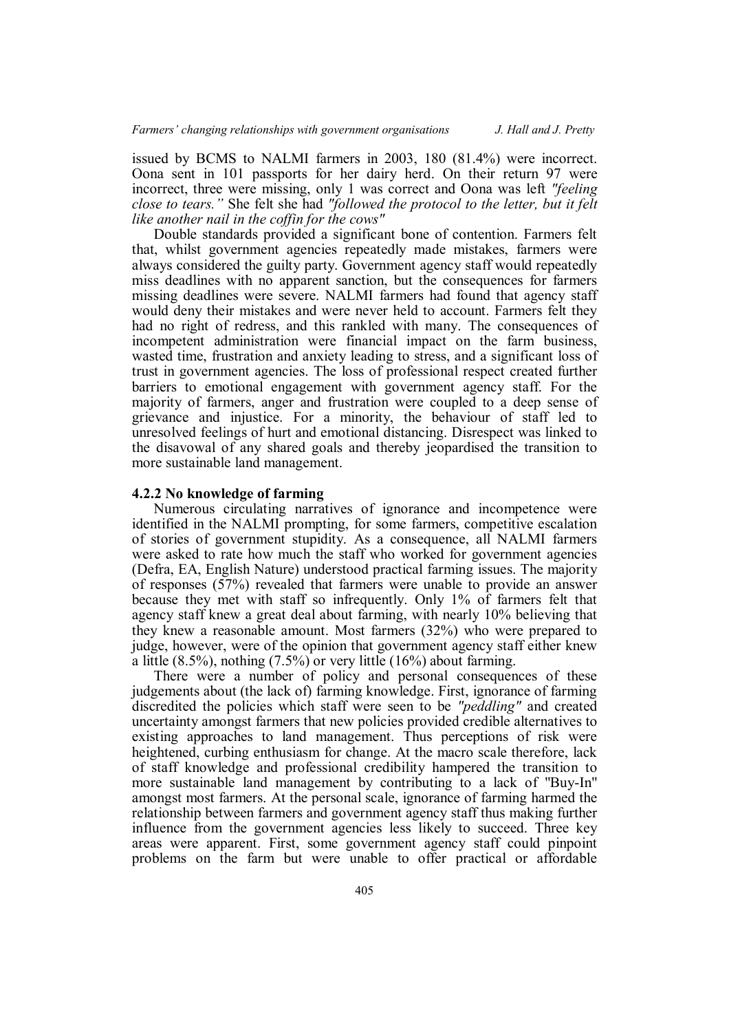issued by BCMS to NALMI farmers in 2003, 180 (81.4%) were incorrect. Oona sent in 101 passports for her dairy herd. On their return 97 were incorrect, three were missing, only 1 was correct and Oona was left *"feeling close to tears."* She felt she had *"followed the protocol to the letter, but it felt like another nail in the coffin for the cows"*

Double standards provided a significant bone of contention. Farmers felt that, whilst government agencies repeatedly made mistakes, farmers were always considered the guilty party. Government agency staff would repeatedly miss deadlines with no apparent sanction, but the consequences for farmers missing deadlines were severe. NALMI farmers had found that agency staff would deny their mistakes and were never held to account. Farmers felt they had no right of redress, and this rankled with many. The consequences of incompetent administration were financial impact on the farm business, wasted time, frustration and anxiety leading to stress, and a significant loss of trust in government agencies. The loss of professional respect created further barriers to emotional engagement with government agency staff. For the majority of farmers, anger and frustration were coupled to a deep sense of grievance and injustice. For a minority, the behaviour of staff led to unresolved feelings of hurt and emotional distancing. Disrespect was linked to the disavowal of any shared goals and thereby jeopardised the transition to more sustainable land management.

### 4.2.2 No knowledge of farming

Numerous circulating narratives of ignorance and incompetence were identified in the NALMI prompting, for some farmers, competitive escalation of stories of government stupidity. As a consequence, all NALMI farmers were asked to rate how much the staff who worked for government agencies (Defra, EA, English Nature) understood practical farming issues. The majority of responses (57%) revealed that farmers were unable to provide an answer because they met with staff so infrequently. Only 1% of farmers felt that agency staff knew a great deal about farming, with nearly 10% believing that they knew a reasonable amount. Most farmers (32%) who were prepared to judge, however, were of the opinion that government agency staff either knew a little (8.5%), nothing (7.5%) or very little (16%) about farming.

There were a number of policy and personal consequences of these judgements about (the lack of) farming knowledge. First, ignorance of farming discredited the policies which staff were seen to be *"peddling"* and created uncertainty amongst farmers that new policies provided credible alternatives to existing approaches to land management. Thus perceptions of risk were heightened, curbing enthusiasm for change. At the macro scale therefore, lack of staff knowledge and professional credibility hampered the transition to more sustainable land management by contributing to a lack of "Buy-In" amongst most farmers. At the personal scale, ignorance of farming harmed the relationship between farmers and government agency staff thus making further influence from the government agencies less likely to succeed. Three key areas were apparent. First, some government agency staff could pinpoint problems on the farm but were unable to offer practical or affordable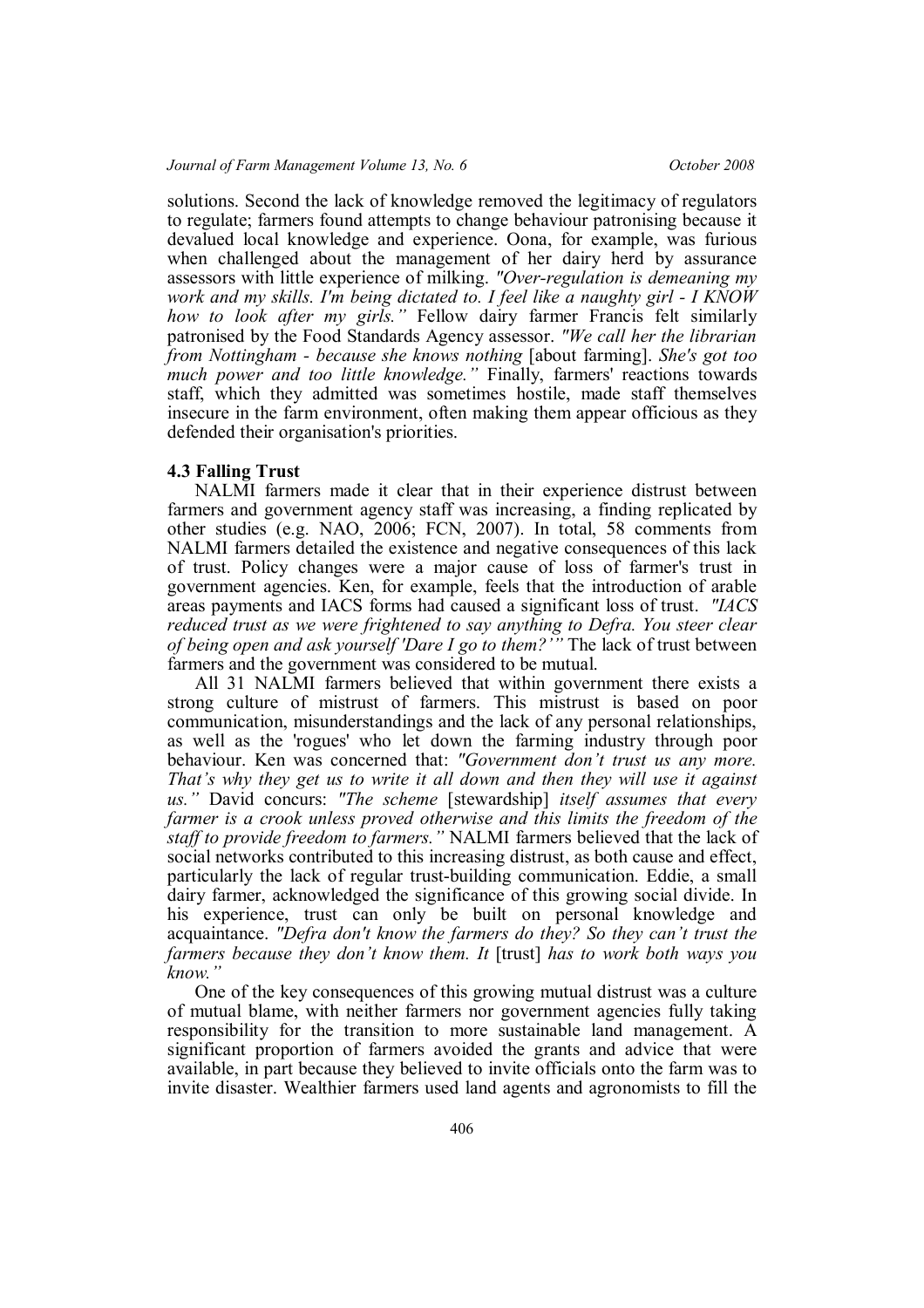solutions. Second the lack of knowledge removed the legitimacy of regulators to regulate; farmers found attempts to change behaviour patronising because it devalued local knowledge and experience. Oona, for example, was furious when challenged about the management of her dairy herd by assurance assessors with little experience of milking. *"Over-regulation is demeaning my work and my skills. I'm being dictated to. I feel like a naughty girl - I KNOW how to look after my girls."* Fellow dairy farmer Francis felt similarly patronised by the Food Standards Agency assessor. *"We call her the librarian from Nottingham - because she knows nothing* [about farming]. *She's got too much power and too little knowledge."* Finally, farmers' reactions towards staff, which they admitted was sometimes hostile, made staff themselves insecure in the farm environment, often making them appear officious as they defended their organisation's priorities.

### 4.3 Falling Trust

NALMI farmers made it clear that in their experience distrust between farmers and government agency staff was increasing, a finding replicated by other studies (e.g. NAO, 2006; FCN, 2007). In total, 58 comments from NALMI farmers detailed the existence and negative consequences of this lack of trust. Policy changes were a major cause of loss of farmer's trust in government agencies. Ken, for example, feels that the introduction of arable areas payments and IACS forms had caused a significant loss of trust. *"IACS reduced trust as we were frightened to say anything to Defra. You steer clear of being open and ask yourself 'Dare I go to them?'"* The lack of trust between farmers and the government was considered to be mutual.

All 31 NALMI farmers believed that within government there exists a strong culture of mistrust of farmers. This mistrust is based on poor communication, misunderstandings and the lack of any personal relationships, as well as the 'rogues' who let down the farming industry through poor behaviour. Ken was concerned that: *"Government don't trust us any more. That's why they get us to write it all down and then they will use it against us."* David concurs: *"The scheme* [stewardship] *itself assumes that every farmer is a crook unless proved otherwise and this limits the freedom of the staff to provide freedom to farmers."* NALMI farmers believed that the lack of social networks contributed to this increasing distrust, as both cause and effect, particularly the lack of regular trust-building communication. Eddie, a small dairy farmer, acknowledged the significance of this growing social divide. In his experience, trust can only be built on personal knowledge and acquaintance. *"Defra don't know the farmers do they? So they can't trust the farmers because they don't know them. It* [trust] *has to work both ways you know."*

One of the key consequences of this growing mutual distrust was a culture of mutual blame, with neither farmers nor government agencies fully taking responsibility for the transition to more sustainable land management. A significant proportion of farmers avoided the grants and advice that were available, in part because they believed to invite officials onto the farm was to invite disaster. Wealthier farmers used land agents and agronomists to fill the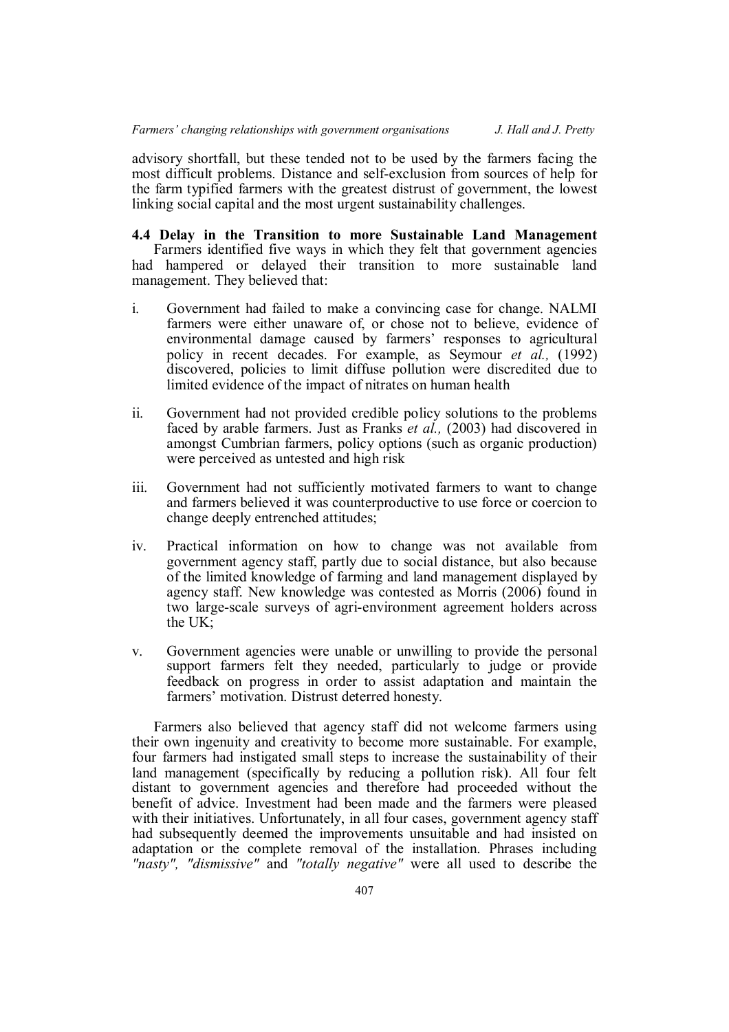advisory shortfall, but these tended not to be used by the farmers facing the most difficult problems. Distance and self-exclusion from sources of help for the farm typified farmers with the greatest distrust of government, the lowest linking social capital and the most urgent sustainability challenges.

### 4.4 Delay in the Transition to more Sustainable Land Management

Farmers identified five ways in which they felt that government agencies had hampered or delayed their transition to more sustainable land management. They believed that:

i. Government had failed to make a convincing case for change. NALMI farmers were either unaware of, or chose not to believe, evidence of environmental damage caused by farmers' responses to agricultural policy in recent decades. For example, as Seymour *et al.,* (1992) discovered, policies to limit diffuse pollution were discredited due to limited evidence of the impact of nitrates on human health

ii. Government had not provided credible policy solutions to the problems faced by arable farmers. Just as Franks *et al.,* (2003) had discovered in amongst Cumbrian farmers, policy options (such as organic production) were perceived as untested and high risk

iii. Government had not sufficiently motivated farmers to want to change and farmers believed it was counterproductive to use force or coercion to change deeply entrenched attitudes;

iv. Practical information on how to change was not available from government agency staff, partly due to social distance, but also because of the limited knowledge of farming and land management displayed by agency staff. New knowledge was contested as Morris (2006) found in two large-scale surveys of agri-environment agreement holders across the UK;

v. Government agencies were unable or unwilling to provide the personal support farmers felt they needed, particularly to judge or provide feedback on progress in order to assist adaptation and maintain the farmers' motivation. Distrust deterred honesty.

Farmers also believed that agency staff did not welcome farmers using their own ingenuity and creativity to become more sustainable. For example, four farmers had instigated small steps to increase the sustainability of their land management (specifically by reducing a pollution risk). All four felt distant to government agencies and therefore had proceeded without the benefit of advice. Investment had been made and the farmers were pleased with their initiatives. Unfortunately, in all four cases, government agency staff had subsequently deemed the improvements unsuitable and had insisted on adaptation or the complete removal of the installation. Phrases including *"nasty", "dismissive"* and *"totally negative"* were all used to describe the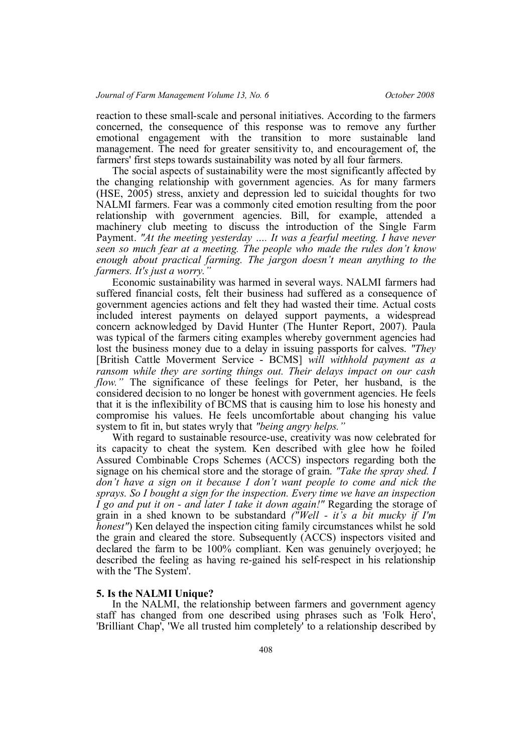reaction to these small-scale and personal initiatives. According to the farmers concerned, the consequence of this response was to remove any further emotional engagement with the transition to more sustainable land management. The need for greater sensitivity to, and encouragement of, the farmers' first steps towards sustainability was noted by all four farmers.

The social aspects of sustainability were the most significantly affected by the changing relationship with government agencies. As for many farmers (HSE, 2005) stress, anxiety and depression led to suicidal thoughts for two NALMI farmers. Fear was a commonly cited emotion resulting from the poor relationship with government agencies. Bill, for example, attended a machinery club meeting to discuss the introduction of the Single Farm Payment. *"At the meeting yesterday …. It was a fearful meeting. I have never seen so much fear at a meeting. The people who made the rules don't know enough about practical farming. The jargon doesn't mean anything to the farmers. It's just a worry."*

Economic sustainability was harmed in several ways. NALMI farmers had suffered financial costs, felt their business had suffered as a consequence of government agencies actions and felt they had wasted their time. Actual costs included interest payments on delayed support payments, a widespread concern acknowledged by David Hunter (The Hunter Report, 2007). Paula was typical of the farmers citing examples whereby government agencies had lost the business money due to a delay in issuing passports for calves. *"They* [British Cattle Moverment Service - BCMS] *will withhold payment as a ransom while they are sorting things out. Their delays impact on our cash flow."* The significance of these feelings for Peter, her husband, is the considered decision to no longer be honest with government agencies. He feels that it is the inflexibility of BCMS that is causing him to lose his honesty and compromise his values. He feels uncomfortable about changing his value system to fit in, but states wryly that *"being angry helps."*

With regard to sustainable resource-use, creativity was now celebrated for its capacity to cheat the system. Ken described with glee how he foiled Assured Combinable Crops Schemes (ACCS) inspectors regarding both the signage on his chemical store and the storage of grain. *"Take the spray shed. I don't have a sign on it because I don't want people to come and nick the sprays. So I bought a sign for the inspection. Every time we have an inspection I go and put it on - and later I take it down again!"* Regarding the storage of grain in a shed known to be substandard *("Well - it's a bit mucky if I'm honest"*) Ken delayed the inspection citing family circumstances whilst he sold the grain and cleared the store. Subsequently (ACCS) inspectors visited and declared the farm to be 100% compliant. Ken was genuinely overjoyed; he described the feeling as having re-gained his self-respect in his relationship with the 'The System'.

## 5. Is the NALMI Unique?

In the NALMI, the relationship between farmers and government agency staff has changed from one described using phrases such as 'Folk Hero', 'Brilliant Chap', 'We all trusted him completely' to a relationship described by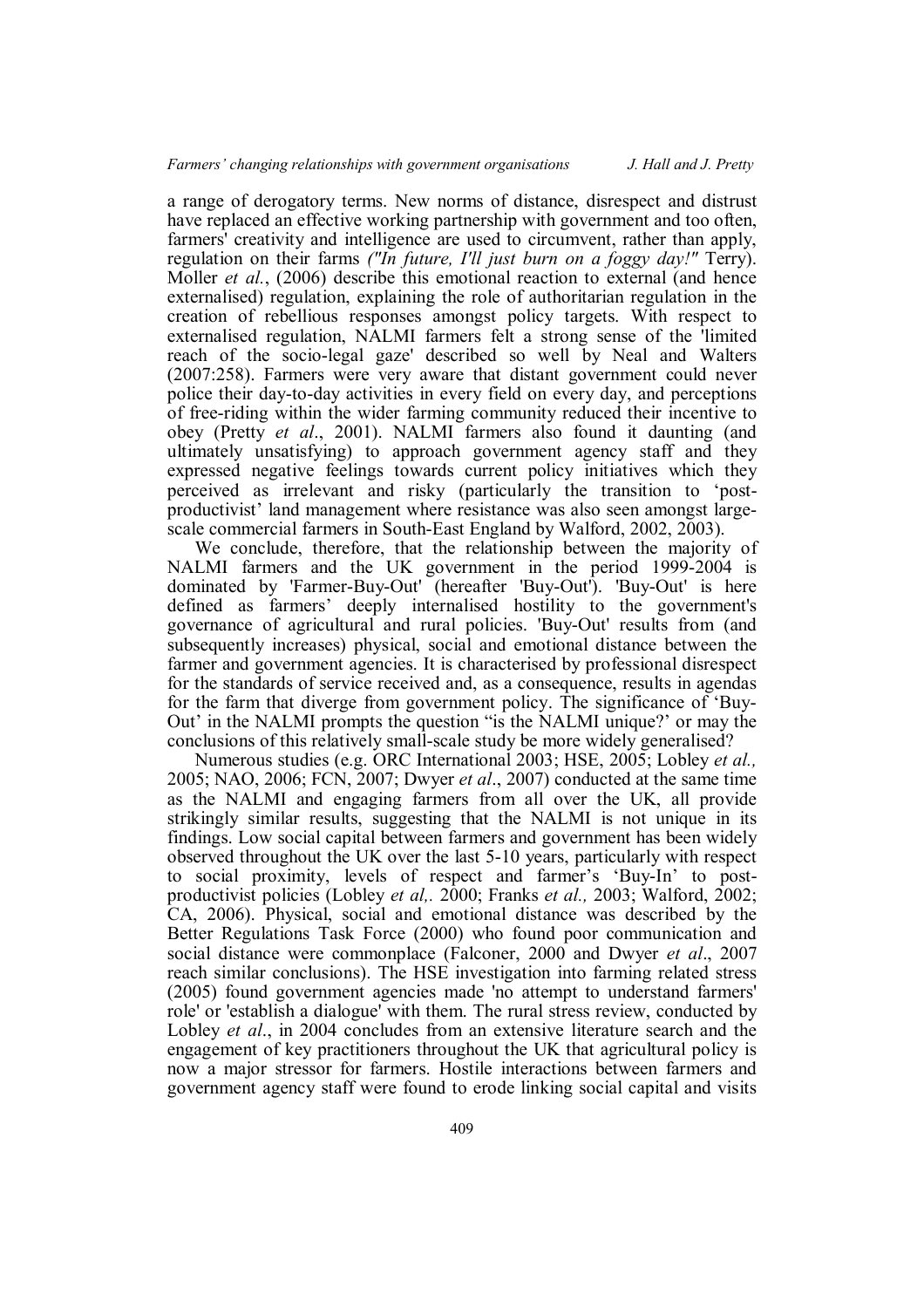a range of derogatory terms. New norms of distance, disrespect and distrust have replaced an effective working partnership with government and too often, farmers' creativity and intelligence are used to circumvent, rather than apply, regulation on their farms *("In future, I'll just burn on a foggy day!"* Terry). Moller *et al.*, (2006) describe this emotional reaction to external (and hence externalised) regulation, explaining the role of authoritarian regulation in the creation of rebellious responses amongst policy targets. With respect to externalised regulation, NALMI farmers felt a strong sense of the 'limited reach of the socio-legal gaze' described so well by Neal and Walters (2007:258). Farmers were very aware that distant government could never police their day-to-day activities in every field on every day, and perceptions of free-riding within the wider farming community reduced their incentive to obey (Pretty *et al*., 2001). NALMI farmers also found it daunting (and ultimately unsatisfying) to approach government agency staff and they expressed negative feelings towards current policy initiatives which they perceived as irrelevant and risky (particularly the transition to 'post-productivist' land management where resistance was also seen amongst large-scale commercial farmers in South-East England by Walford, 2002, 2003).

We conclude, therefore, that the relationship between the majority of NALMI farmers and the UK government in the period 1999-2004 is dominated by 'Farmer-Buy-Out' (hereafter 'Buy-Out'). 'Buy-Out' is here defined as farmers' deeply internalised hostility to the government's governance of agricultural and rural policies. 'Buy-Out' results from (and subsequently increases) physical, social and emotional distance between the farmer and government agencies. It is characterised by professional disrespect for the standards of service received and, as a consequence, results in agendas for the farm that diverge from government policy. The significance of 'Buy-Out' in the NALMI prompts the question "is the NALMI unique?' or may the conclusions of this relatively small-scale study be more widely generalised?

Numerous studies (e.g. ORC International 2003; HSE, 2005; Lobley *et al.,* 2005; NAO, 2006; FCN, 2007; Dwyer *et al*., 2007) conducted at the same time as the NALMI and engaging farmers from all over the UK, all provide strikingly similar results, suggesting that the NALMI is not unique in its findings. Low social capital between farmers and government has been widely observed throughout the UK over the last 5-10 years, particularly with respect to social proximity, levels of respect and farmer's 'Buy-In' to post-productivist policies (Lobley *et al,.* 2000; Franks *et al.,* 2003; Walford, 2002; CA, 2006). Physical, social and emotional distance was described by the Better Regulations Task Force (2000) who found poor communication and social distance were commonplace (Falconer, 2000 and Dwyer *et al*., 2007 reach similar conclusions). The HSE investigation into farming related stress (2005) found government agencies made 'no attempt to understand farmers' role' or 'establish a dialogue' with them. The rural stress review, conducted by Lobley *et al*., in 2004 concludes from an extensive literature search and the engagement of key practitioners throughout the UK that agricultural policy is now a major stressor for farmers. Hostile interactions between farmers and government agency staff were found to erode linking social capital and visits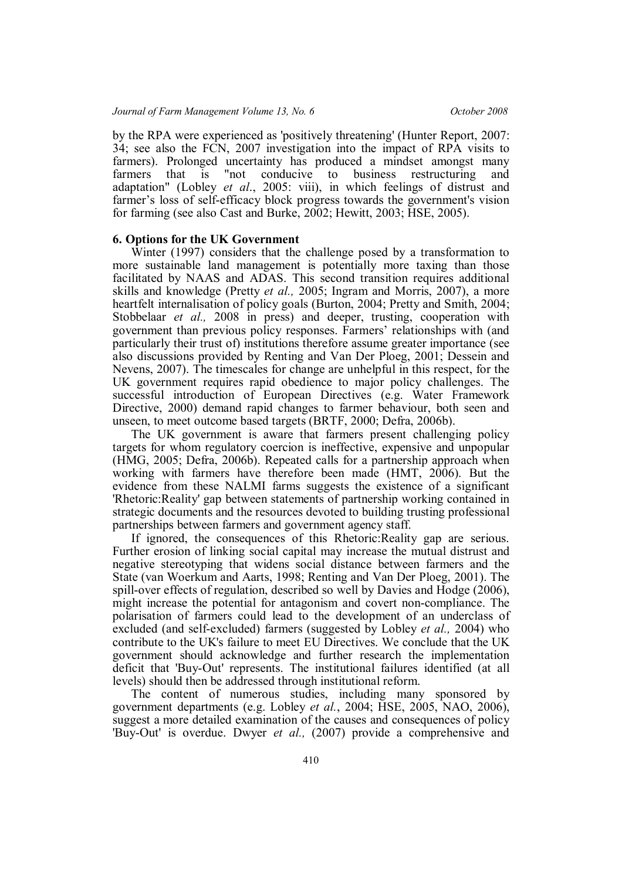by the RPA were experienced as 'positively threatening' (Hunter Report, 2007: 34; see also the FCN, 2007 investigation into the impact of RPA visits to farmers). Prolonged uncertainty has produced a mindset amongst many farmers that is "not conducive to business restructuring and adaptation" (Lobley *et al*., 2005: viii), in which feelings of distrust and farmer's loss of self-efficacy block progress towards the government's vision for farming (see also Cast and Burke, 2002; Hewitt, 2003; HSE, 2005).

## 6. Options for the UK Government

Winter (1997) considers that the challenge posed by a transformation to more sustainable land management is potentially more taxing than those facilitated by NAAS and ADAS. This second transition requires additional skills and knowledge (Pretty *et al.,* 2005; Ingram and Morris, 2007), a more heartfelt internalisation of policy goals (Burton, 2004; Pretty and Smith, 2004; Stobbelaar *et al.,* 2008 in press) and deeper, trusting, cooperation with government than previous policy responses. Farmers' relationships with (and particularly their trust of) institutions therefore assume greater importance (see also discussions provided by Renting and Van Der Ploeg, 2001; Dessein and Nevens, 2007). The timescales for change are unhelpful in this respect, for the UK government requires rapid obedience to major policy challenges. The successful introduction of European Directives (e.g. Water Framework Directive, 2000) demand rapid changes to farmer behaviour, both seen and unseen, to meet outcome based targets (BRTF, 2000; Defra, 2006b).

The UK government is aware that farmers present challenging policy targets for whom regulatory coercion is ineffective, expensive and unpopular (HMG, 2005; Defra, 2006b). Repeated calls for a partnership approach when working with farmers have therefore been made (HMT, 2006). But the evidence from these NALMI farms suggests the existence of a significant 'Rhetoric:Reality' gap between statements of partnership working contained in strategic documents and the resources devoted to building trusting professional partnerships between farmers and government agency staff.

If ignored, the consequences of this Rhetoric:Reality gap are serious. Further erosion of linking social capital may increase the mutual distrust and negative stereotyping that widens social distance between farmers and the State (van Woerkum and Aarts, 1998; Renting and Van Der Ploeg, 2001). The spill-over effects of regulation, described so well by Davies and Hodge (2006), might increase the potential for antagonism and covert non-compliance. The polarisation of farmers could lead to the development of an underclass of excluded (and self-excluded) farmers (suggested by Lobley *et al.,* 2004) who contribute to the UK's failure to meet EU Directives. We conclude that the UK government should acknowledge and further research the implementation deficit that 'Buy-Out' represents. The institutional failures identified (at all levels) should then be addressed through institutional reform.

The content of numerous studies, including many sponsored by government departments (e.g. Lobley *et al.*, 2004; HSE, 2005, NAO, 2006), suggest a more detailed examination of the causes and consequences of policy 'Buy-Out' is overdue. Dwyer *et al.,* (2007) provide a comprehensive and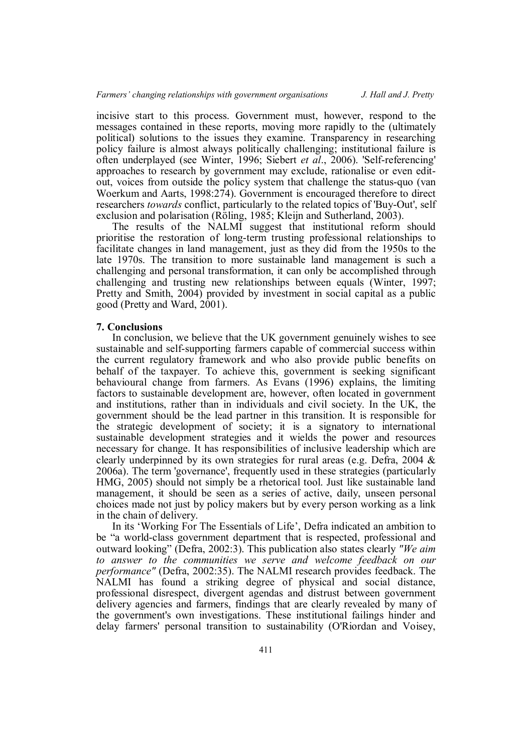incisive start to this process. Government must, however, respond to the messages contained in these reports, moving more rapidly to the (ultimately political) solutions to the issues they examine. Transparency in researching policy failure is almost always politically challenging; institutional failure is often underplayed (see Winter, 1996; Siebert *et al*., 2006). 'Self-referencing' approaches to research by government may exclude, rationalise or even edit-out, voices from outside the policy system that challenge the status-quo (van Woerkum and Aarts, 1998:274). Government is encouraged therefore to direct researchers *towards* conflict, particularly to the related topics of 'Buy-Out', self exclusion and polarisation (Röling, 1985; Kleijn and Sutherland, 2003).

The results of the NALMI suggest that institutional reform should prioritise the restoration of long-term trusting professional relationships to facilitate changes in land management, just as they did from the 1950s to the late 1970s. The transition to more sustainable land management is such a challenging and personal transformation, it can only be accomplished through challenging and trusting new relationships between equals (Winter, 1997; Pretty and Smith, 2004) provided by investment in social capital as a public good (Pretty and Ward, 2001).

## 7. Conclusions

In conclusion, we believe that the UK government genuinely wishes to see sustainable and self-supporting farmers capable of commercial success within the current regulatory framework and who also provide public benefits on behalf of the taxpayer. To achieve this, government is seeking significant behavioural change from farmers. As Evans (1996) explains, the limiting factors to sustainable development are, however, often located in government and institutions, rather than in individuals and civil society. In the UK, the government should be the lead partner in this transition. It is responsible for the strategic development of society; it is a signatory to international sustainable development strategies and it wields the power and resources necessary for change. It has responsibilities of inclusive leadership which are clearly underpinned by its own strategies for rural areas (e.g. Defra, 2004 & 2006a). The term 'governance', frequently used in these strategies (particularly HMG, 2005) should not simply be a rhetorical tool. Just like sustainable land management, it should be seen as a series of active, daily, unseen personal choices made not just by policy makers but by every person working as a link in the chain of delivery.

In its 'Working For The Essentials of Life', Defra indicated an ambition to be "a world-class government department that is respected, professional and outward looking" (Defra, 2002:3). This publication also states clearly *"We aim to answer to the communities we serve and welcome feedback on our performance"* (Defra, 2002:35). The NALMI research provides feedback. The NALMI has found a striking degree of physical and social distance, professional disrespect, divergent agendas and distrust between government delivery agencies and farmers, findings that are clearly revealed by many of the government's own investigations. These institutional failings hinder and delay farmers' personal transition to sustainability (O'Riordan and Voisey,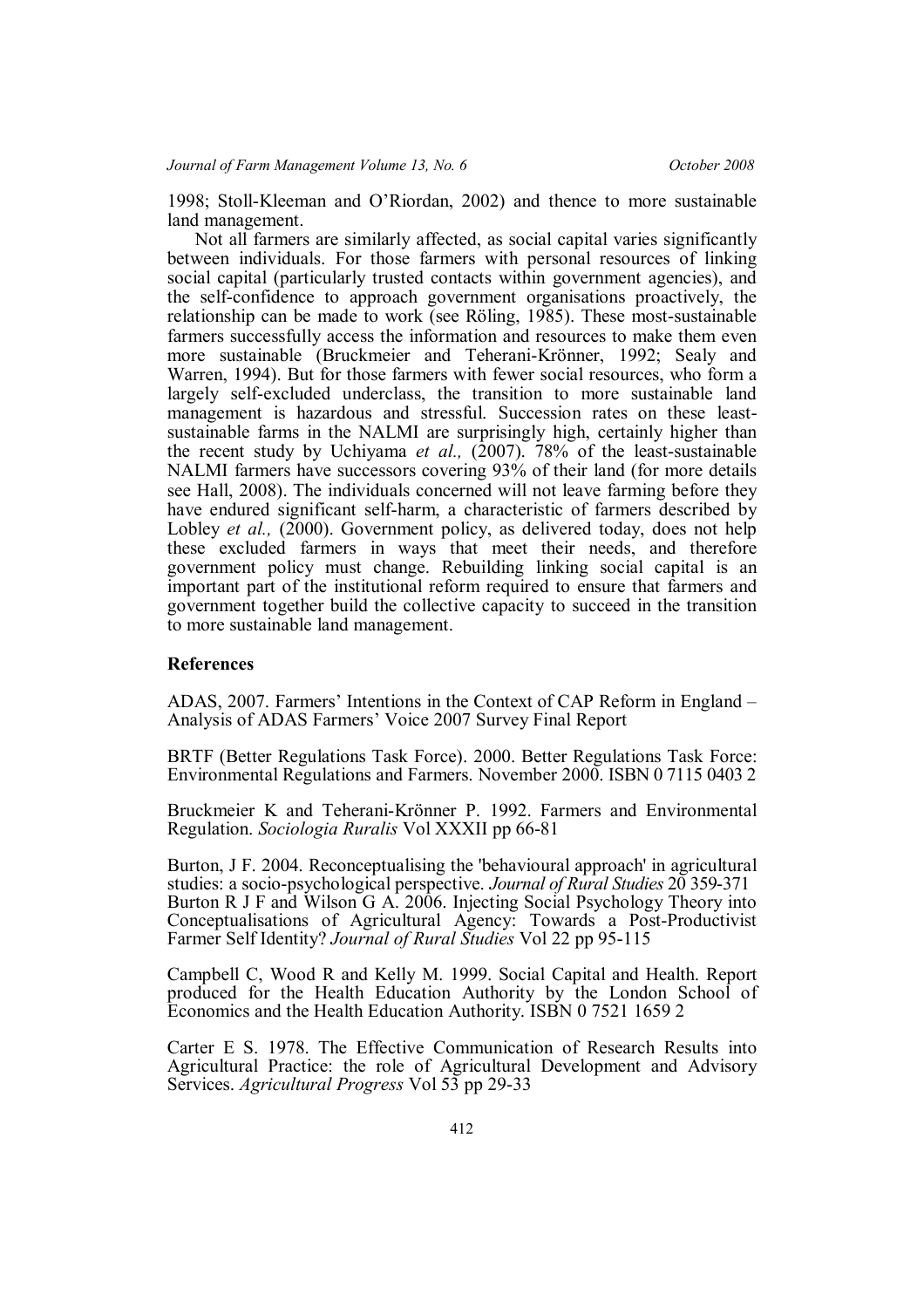1998; Stoll-Kleeman and O'Riordan, 2002) and thence to more sustainable land management.

Not all farmers are similarly affected, as social capital varies significantly between individuals. For those farmers with personal resources of linking social capital (particularly trusted contacts within government agencies), and the self-confidence to approach government organisations proactively, the relationship can be made to work (see Röling, 1985). These most-sustainable farmers successfully access the information and resources to make them even more sustainable (Bruckmeier and Teherani-Krönner, 1992; Sealy and Warren, 1994). But for those farmers with fewer social resources, who form a largely self-excluded underclass, the transition to more sustainable land management is hazardous and stressful. Succession rates on these least-sustainable farms in the NALMI are surprisingly high, certainly higher than the recent study by Uchiyama *et al.,* (2007). 78% of the least-sustainable NALMI farmers have successors covering 93% of their land (for more details see Hall, 2008). The individuals concerned will not leave farming before they have endured significant self-harm, a characteristic of farmers described by Lobley *et al.,* (2000). Government policy, as delivered today, does not help these excluded farmers in ways that meet their needs, and therefore government policy must change. Rebuilding linking social capital is an important part of the institutional reform required to ensure that farmers and government together build the collective capacity to succeed in the transition to more sustainable land management.

## References

ADAS, 2007. Farmers' Intentions in the Context of CAP Reform in England – Analysis of ADAS Farmers' Voice 2007 Survey Final Report

BRTF (Better Regulations Task Force). 2000. Better Regulations Task Force: Environmental Regulations and Farmers. November 2000. ISBN 0 7115 0403 2

Bruckmeier K and Teherani-Krönner P. 1992. Farmers and Environmental Regulation. *Sociologia Ruralis* Vol XXXII pp 66-81

Burton, J F. 2004. Reconceptualising the 'behavioural approach' in agricultural studies: a socio-psychological perspective. *Journal of Rural Studies* 20 359-371
Burton R J F and Wilson G A. 2006. Injecting Social Psychology Theory into Conceptualisations of Agricultural Agency: Towards a Post-Productivist Farmer Self Identity? *Journal of Rural Studies* Vol 22 pp 95-115

Campbell C, Wood R and Kelly M. 1999. Social Capital and Health. Report produced for the Health Education Authority by the London School of Economics and the Health Education Authority. ISBN 0 7521 1659 2

Carter E S. 1978. The Effective Communication of Research Results into Agricultural Practice: the role of Agricultural Development and Advisory Services. *Agricultural Progress* Vol 53 pp 29-33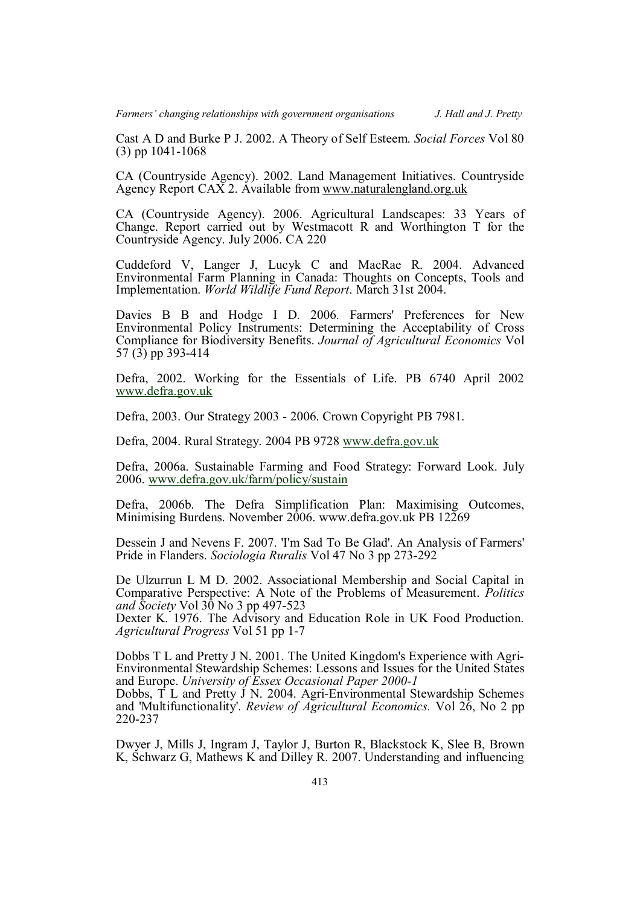Cast A D and Burke P J. 2002. A Theory of Self Esteem. *Social Forces* Vol 80 (3) pp 1041-1068

CA (Countryside Agency). 2002. Land Management Initiatives. Countryside Agency Report CAX 2. Available from www.naturalengland.org.uk

CA (Countryside Agency). 2006. Agricultural Landscapes: 33 Years of Change. Report carried out by Westmacott R and Worthington T for the Countryside Agency. July 2006. CA 220

Cuddeford V, Langer J, Lucyk C and MacRae R. 2004. Advanced Environmental Farm Planning in Canada: Thoughts on Concepts, Tools and Implementation. *World Wildlife Fund Report*. March 31st 2004.

Davies B B and Hodge I D. 2006. Farmers' Preferences for New Environmental Policy Instruments: Determining the Acceptability of Cross Compliance for Biodiversity Benefits. *Journal of Agricultural Economics* Vol 57 (3) pp 393-414

Defra, 2002. Working for the Essentials of Life. PB 6740 April 2002 www.defra.gov.uk

Defra, 2003. Our Strategy 2003 - 2006. Crown Copyright PB 7981.

Defra, 2004. Rural Strategy. 2004 PB 9728 www.defra.gov.uk

Defra, 2006a. Sustainable Farming and Food Strategy: Forward Look. July 2006. www.defra.gov.uk/farm/policy/sustain

Defra, 2006b. The Defra Simplification Plan: Maximising Outcomes, Minimising Burdens. November 2006. www.defra.gov.uk PB 12269

Dessein J and Nevens F. 2007. 'I'm Sad To Be Glad'. An Analysis of Farmers' Pride in Flanders. *Sociologia Ruralis* Vol 47 No 3 pp 273-292

De Ulzurrun L M D. 2002. Associational Membership and Social Capital in Comparative Perspective: A Note of the Problems of Measurement. *Politics and Society* Vol 30 No 3 pp 497-523

Dexter K. 1976. The Advisory and Education Role in UK Food Production. *Agricultural Progress* Vol 51 pp 1-7

Dobbs T L and Pretty J N. 2001. The United Kingdom's Experience with Agri-Environmental Stewardship Schemes: Lessons and Issues for the United States and Europe. *University of Essex Occasional Paper 2000-1*

Dobbs, T L and Pretty J N. 2004. Agri-Environmental Stewardship Schemes and 'Multifunctionality'. *Review of Agricultural Economics.* Vol 26, No 2 pp 220-237

Dwyer J, Mills J, Ingram J, Taylor J, Burton R, Blackstock K, Slee B, Brown K, Schwarz G, Mathews K and Dilley R. 2007. Understanding and influencing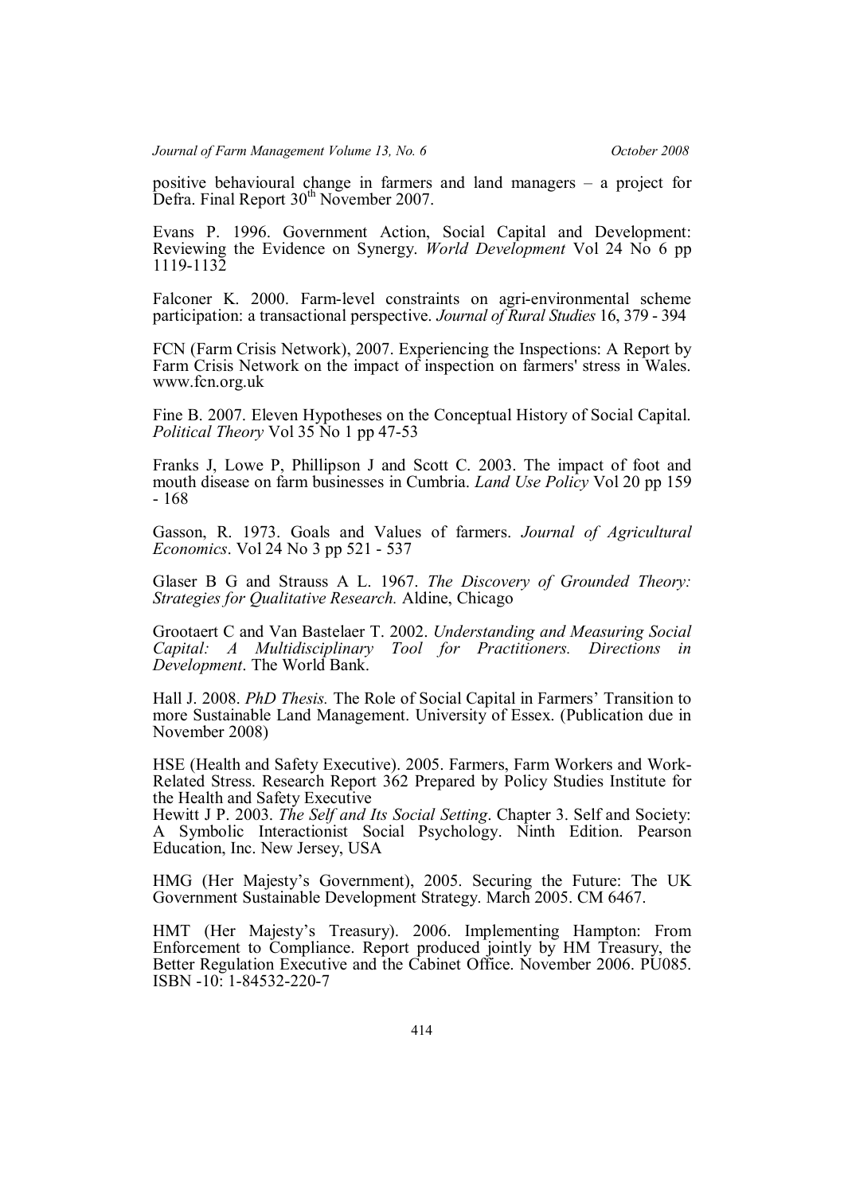positive behavioural change in farmers and land managers – a project for Defra. Final Report 30th November 2007.

Evans P. 1996. Government Action, Social Capital and Development: Reviewing the Evidence on Synergy. *World Development* Vol 24 No 6 pp 1119-1132

Falconer K. 2000. Farm-level constraints on agri-environmental scheme participation: a transactional perspective. *Journal of Rural Studies* 16, 379 - 394

FCN (Farm Crisis Network), 2007. Experiencing the Inspections: A Report by Farm Crisis Network on the impact of inspection on farmers' stress in Wales. www.fcn.org.uk

Fine B. 2007. Eleven Hypotheses on the Conceptual History of Social Capital. *Political Theory* Vol 35 No 1 pp 47-53

Franks J, Lowe P, Phillipson J and Scott C. 2003. The impact of foot and mouth disease on farm businesses in Cumbria. *Land Use Policy* Vol 20 pp 159 - 168

Gasson, R. 1973. Goals and Values of farmers. *Journal of Agricultural Economics*. Vol 24 No 3 pp 521 - 537

Glaser B G and Strauss A L. 1967. *The Discovery of Grounded Theory: Strategies for Qualitative Research.* Aldine, Chicago

Grootaert C and Van Bastelaer T. 2002. *Understanding and Measuring Social Capital: A Multidisciplinary Tool for Practitioners. Directions in Development*. The World Bank.

Hall J. 2008. *PhD Thesis.* The Role of Social Capital in Farmers' Transition to more Sustainable Land Management. University of Essex. (Publication due in November 2008)

HSE (Health and Safety Executive). 2005. Farmers, Farm Workers and Work-Related Stress. Research Report 362 Prepared by Policy Studies Institute for the Health and Safety Executive

Hewitt J P. 2003. *The Self and Its Social Setting*. Chapter 3. Self and Society: A Symbolic Interactionist Social Psychology. Ninth Edition. Pearson Education, Inc. New Jersey, USA

HMG (Her Majesty's Government), 2005. Securing the Future: The UK Government Sustainable Development Strategy. March 2005. CM 6467.

HMT (Her Majesty's Treasury). 2006. Implementing Hampton: From Enforcement to Compliance. Report produced jointly by HM Treasury, the Better Regulation Executive and the Cabinet Office. November 2006. PU085. ISBN -10: 1-84532-220-7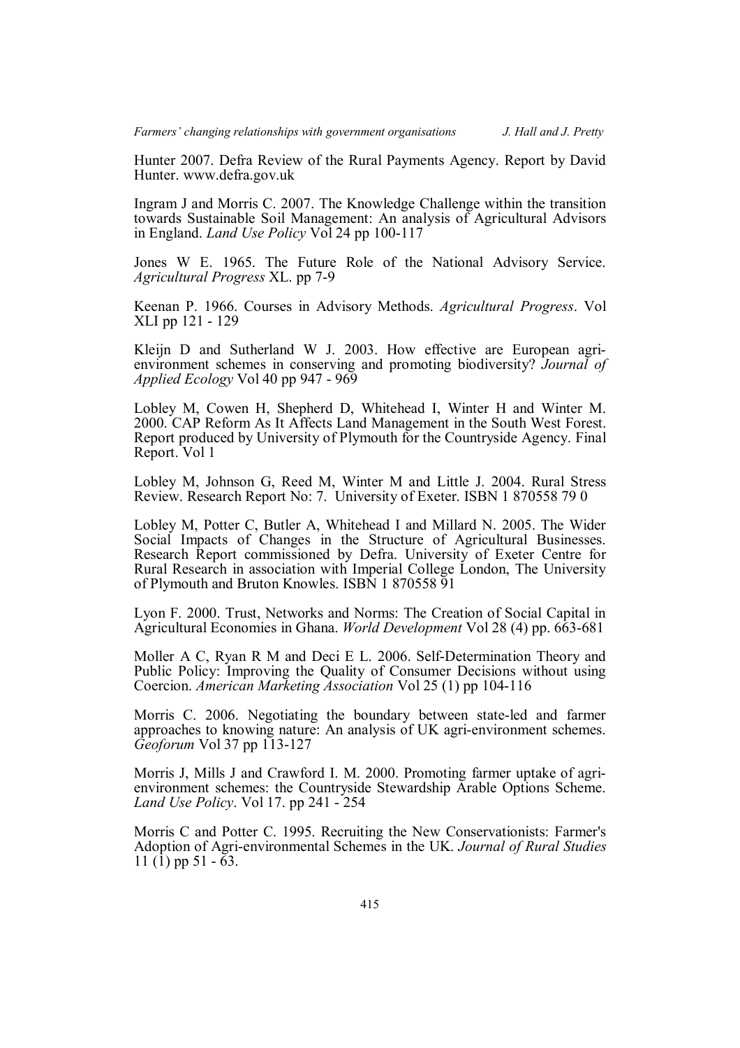Hunter 2007. Defra Review of the Rural Payments Agency. Report by David Hunter. www.defra.gov.uk

Ingram J and Morris C. 2007. The Knowledge Challenge within the transition towards Sustainable Soil Management: An analysis of Agricultural Advisors in England. *Land Use Policy* Vol 24 pp 100-117

Jones W E. 1965. The Future Role of the National Advisory Service. *Agricultural Progress* XL. pp 7-9

Keenan P. 1966. Courses in Advisory Methods. *Agricultural Progress*. Vol XLI pp 121 - 129

Kleijn D and Sutherland W J. 2003. How effective are European agri-environment schemes in conserving and promoting biodiversity? *Journal of Applied Ecology* Vol 40 pp 947 - 969

Lobley M, Cowen H, Shepherd D, Whitehead I, Winter H and Winter M. 2000. CAP Reform As It Affects Land Management in the South West Forest. Report produced by University of Plymouth for the Countryside Agency. Final Report. Vol 1

Lobley M, Johnson G, Reed M, Winter M and Little J. 2004. Rural Stress Review. Research Report No: 7. University of Exeter. ISBN 1 870558 79 0

Lobley M, Potter C, Butler A, Whitehead I and Millard N. 2005. The Wider Social Impacts of Changes in the Structure of Agricultural Businesses. Research Report commissioned by Defra. University of Exeter Centre for Rural Research in association with Imperial College London, The University of Plymouth and Bruton Knowles. ISBN 1 870558 91

Lyon F. 2000. Trust, Networks and Norms: The Creation of Social Capital in Agricultural Economies in Ghana. *World Development* Vol 28 (4) pp. 663-681

Moller A C, Ryan R M and Deci E L. 2006. Self-Determination Theory and Public Policy: Improving the Quality of Consumer Decisions without using Coercion. *American Marketing Association* Vol 25 (1) pp 104-116

Morris C. 2006. Negotiating the boundary between state-led and farmer approaches to knowing nature: An analysis of UK agri-environment schemes. *Geoforum* Vol 37 pp 113-127

Morris J, Mills J and Crawford I. M. 2000. Promoting farmer uptake of agri-environment schemes: the Countryside Stewardship Arable Options Scheme. *Land Use Policy*. Vol 17. pp 241 - 254

Morris C and Potter C. 1995. Recruiting the New Conservationists: Farmer's Adoption of Agri-environmental Schemes in the UK. *Journal of Rural Studies* 11 (1) pp 51 - 63.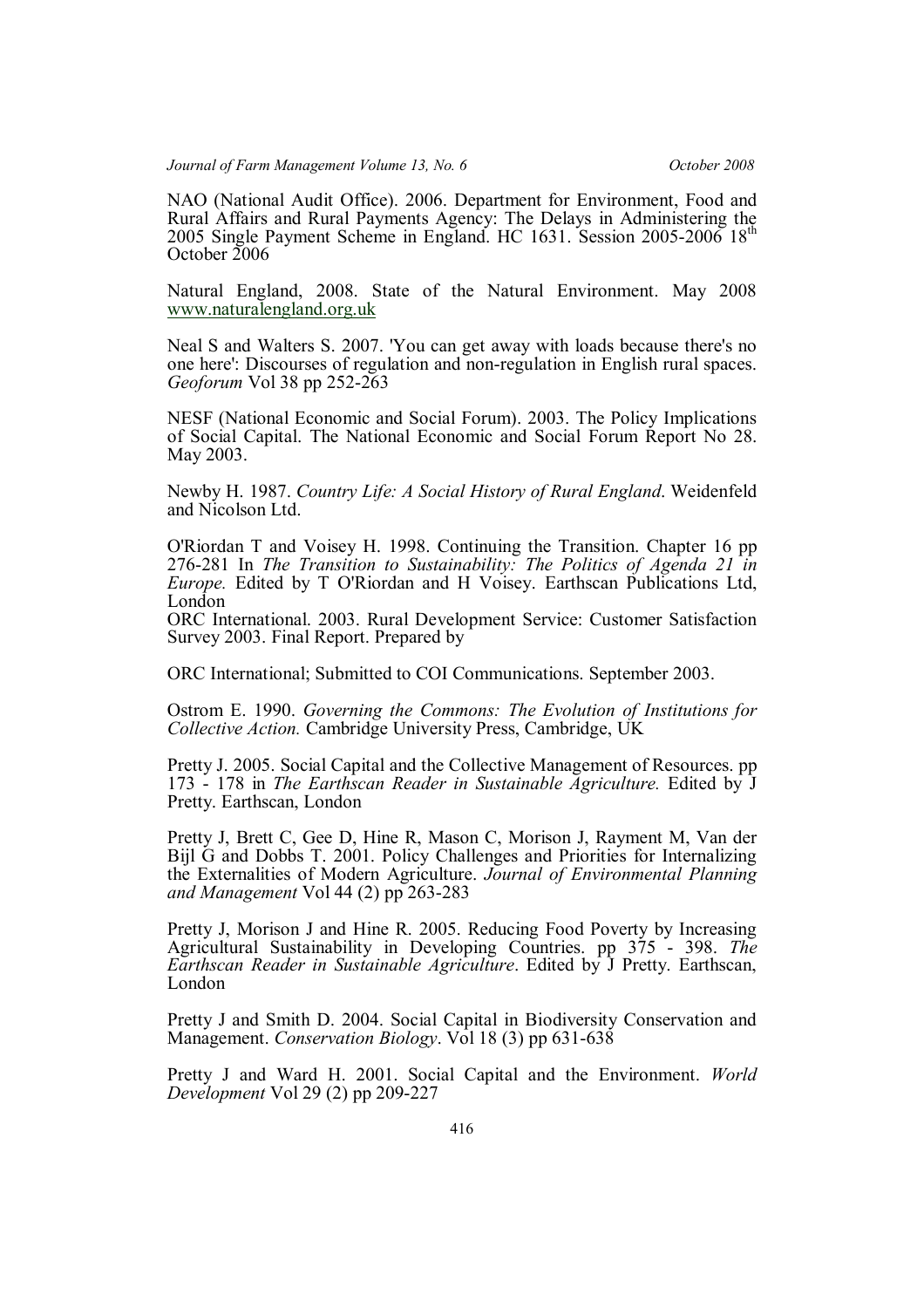NAO (National Audit Office). 2006. Department for Environment, Food and Rural Affairs and Rural Payments Agency: The Delays in Administering the 2005 Single Payment Scheme in England. HC 1631. Session 2005-2006 18th October 2006

Natural England, 2008. State of the Natural Environment. May 2008 www.naturalengland.org.uk

Neal S and Walters S. 2007. 'You can get away with loads because there's no one here': Discourses of regulation and non-regulation in English rural spaces. *Geoforum* Vol 38 pp 252-263

NESF (National Economic and Social Forum). 2003. The Policy Implications of Social Capital. The National Economic and Social Forum Report No 28. May 2003.

Newby H. 1987. *Country Life: A Social History of Rural England*. Weidenfeld and Nicolson Ltd.

O'Riordan T and Voisey H. 1998. Continuing the Transition. Chapter 16 pp 276-281 In *The Transition to Sustainability: The Politics of Agenda 21 in Europe.* Edited by T O'Riordan and H Voisey. Earthscan Publications Ltd, London

ORC International. 2003. Rural Development Service: Customer Satisfaction Survey 2003. Final Report. Prepared by

ORC International; Submitted to COI Communications. September 2003.

Ostrom E. 1990. *Governing the Commons: The Evolution of Institutions for Collective Action.* Cambridge University Press, Cambridge, UK

Pretty J. 2005. Social Capital and the Collective Management of Resources. pp 173 - 178 in *The Earthscan Reader in Sustainable Agriculture.* Edited by J Pretty. Earthscan, London

Pretty J, Brett C, Gee D, Hine R, Mason C, Morison J, Rayment M, Van der Bijl G and Dobbs T. 2001. Policy Challenges and Priorities for Internalizing the Externalities of Modern Agriculture. *Journal of Environmental Planning and Management* Vol 44 (2) pp 263-283

Pretty J, Morison J and Hine R. 2005. Reducing Food Poverty by Increasing Agricultural Sustainability in Developing Countries. pp 375 - 398. *The Earthscan Reader in Sustainable Agriculture*. Edited by J Pretty. Earthscan, London

Pretty J and Smith D. 2004. Social Capital in Biodiversity Conservation and Management. *Conservation Biology*. Vol 18 (3) pp 631-638

Pretty J and Ward H. 2001. Social Capital and the Environment. *World Development* Vol 29 (2) pp 209-227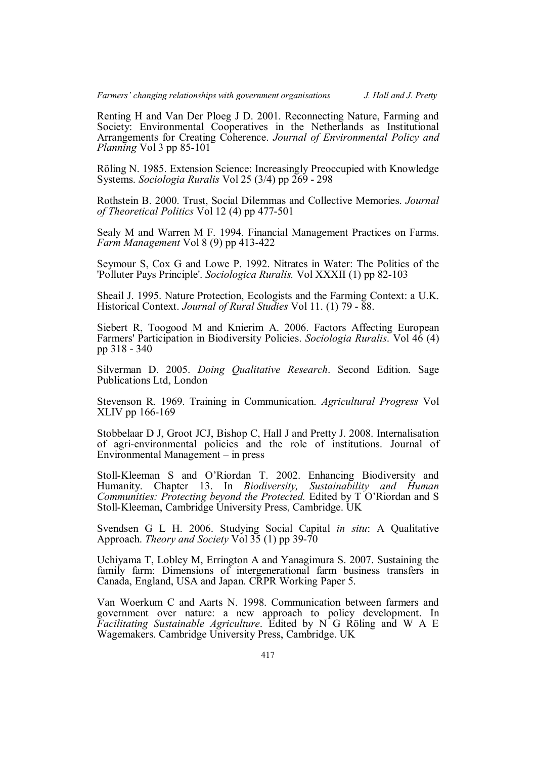Renting H and Van Der Ploeg J D. 2001. Reconnecting Nature, Farming and Society: Environmental Cooperatives in the Netherlands as Institutional Arrangements for Creating Coherence. *Journal of Environmental Policy and Planning* Vol 3 pp 85-101

Röling N. 1985. Extension Science: Increasingly Preoccupied with Knowledge Systems. *Sociologia Ruralis* Vol 25 (3/4) pp 269 - 298

Rothstein B. 2000. Trust, Social Dilemmas and Collective Memories. *Journal of Theoretical Politics* Vol 12 (4) pp 477-501

Sealy M and Warren M F. 1994. Financial Management Practices on Farms. *Farm Management* Vol 8 (9) pp 413-422

Seymour S, Cox G and Lowe P. 1992. Nitrates in Water: The Politics of the 'Polluter Pays Principle'. *Sociologica Ruralis.* Vol XXXII (1) pp 82-103

Sheail J. 1995. Nature Protection, Ecologists and the Farming Context: a U.K. Historical Context. *Journal of Rural Studies* Vol 11. (1) 79 - 88.

Siebert R, Toogood M and Knierim A. 2006. Factors Affecting European Farmers' Participation in Biodiversity Policies. *Sociologia Ruralis*. Vol 46 (4) pp 318 - 340

Silverman D. 2005. *Doing Qualitative Research*. Second Edition. Sage Publications Ltd, London

Stevenson R. 1969. Training in Communication. *Agricultural Progress* Vol XLIV pp 166-169

Stobbelaar D J, Groot JCJ, Bishop C, Hall J and Pretty J. 2008. Internalisation of agri-environmental policies and the role of institutions. Journal of Environmental Management – in press

Stoll-Kleeman S and O'Riordan T. 2002. Enhancing Biodiversity and Humanity. Chapter 13. In *Biodiversity, Sustainability and Human Communities: Protecting beyond the Protected.* Edited by T O'Riordan and S Stoll-Kleeman, Cambridge University Press, Cambridge. UK

Svendsen G L H. 2006. Studying Social Capital *in situ*: A Qualitative Approach. *Theory and Society* Vol 35 (1) pp 39-70

Uchiyama T, Lobley M, Errington A and Yanagimura S. 2007. Sustaining the family farm: Dimensions of intergenerational farm business transfers in Canada, England, USA and Japan. CRPR Working Paper 5.

Van Woerkum C and Aarts N. 1998. Communication between farmers and government over nature: a new approach to policy development. In *Facilitating Sustainable Agriculture*. Edited by N G Röling and W A E Wagemakers. Cambridge University Press, Cambridge. UK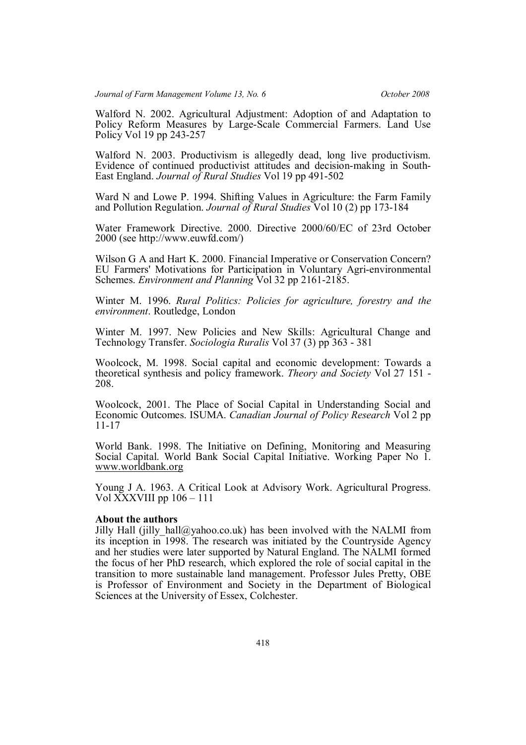Walford N. 2002. Agricultural Adjustment: Adoption of and Adaptation to Policy Reform Measures by Large-Scale Commercial Farmers. Land Use Policy Vol 19 pp 243-257

Walford N. 2003. Productivism is allegedly dead, long live productivism. Evidence of continued productivist attitudes and decision-making in South-East England. *Journal of Rural Studies* Vol 19 pp 491-502

Ward N and Lowe P. 1994. Shifting Values in Agriculture: the Farm Family and Pollution Regulation. *Journal of Rural Studies* Vol 10 (2) pp 173-184

Water Framework Directive. 2000. Directive 2000/60/EC of 23rd October 2000 (see http://www.euwfd.com/)

Wilson G A and Hart K. 2000. Financial Imperative or Conservation Concern? EU Farmers' Motivations for Participation in Voluntary Agri-environmental Schemes. *Environment and Planning* Vol 32 pp 2161-2185.

Winter M. 1996. *Rural Politics: Policies for agriculture, forestry and the environment*. Routledge, London

Winter M. 1997. New Policies and New Skills: Agricultural Change and Technology Transfer. *Sociologia Ruralis* Vol 37 (3) pp 363 - 381

Woolcock, M. 1998. Social capital and economic development: Towards a theoretical synthesis and policy framework. *Theory and Society* Vol 27 151 - 208.

Woolcock, 2001. The Place of Social Capital in Understanding Social and Economic Outcomes. ISUMA. *Canadian Journal of Policy Research* Vol 2 pp 11-17

World Bank. 1998. The Initiative on Defining, Monitoring and Measuring Social Capital. World Bank Social Capital Initiative. Working Paper No 1. www.worldbank.org

Young J A. 1963. A Critical Look at Advisory Work. Agricultural Progress. Vol XXXVIII pp 106 – 111

**About the authors**

Jilly Hall (jilly_hall@yahoo.co.uk) has been involved with the NALMI from its inception in 1998. The research was initiated by the Countryside Agency and her studies were later supported by Natural England. The NALMI formed the focus of her PhD research, which explored the role of social capital in the transition to more sustainable land management. Professor Jules Pretty, OBE is Professor of Environment and Society in the Department of Biological Sciences at the University of Essex, Colchester.